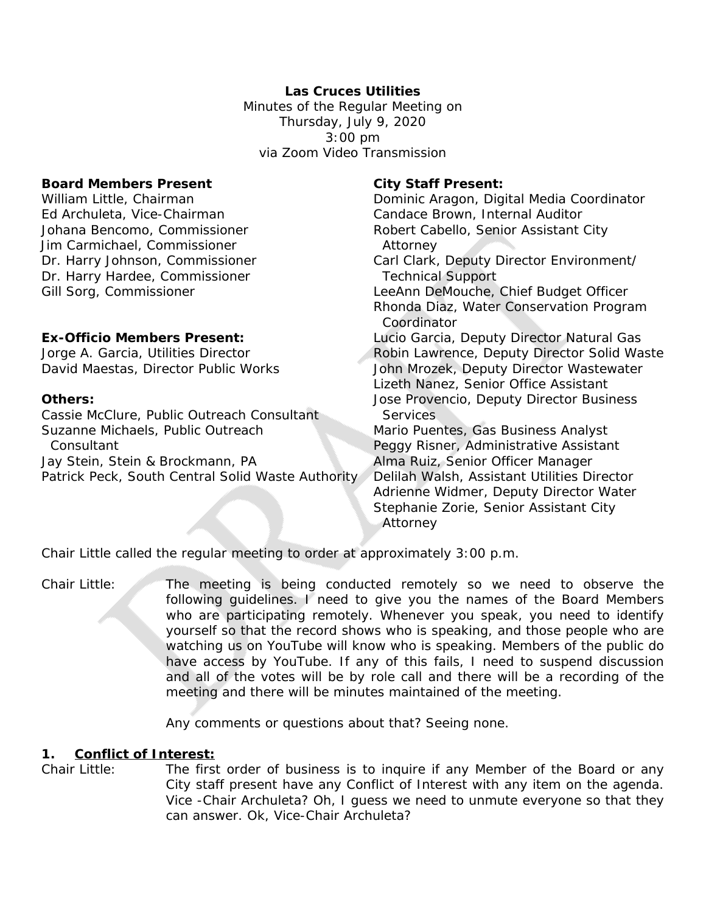**Las Cruces Utilities**
Minutes of the Regular Meeting on
Thursday, July 9, 2020
3:00 pm
via Zoom Video Transmission

**Board Members Present**
William Little, Chairman
Ed Archuleta, Vice-Chairman
Johana Bencomo, Commissioner
Jim Carmichael, Commissioner
Dr. Harry Johnson, Commissioner
Dr. Harry Hardee, Commissioner
Gill Sorg, Commissioner

**Ex-Officio Members Present:**
Jorge A. Garcia, Utilities Director
David Maestas, Director Public Works

**Others:**
Cassie McClure, Public Outreach Consultant
Suzanne Michaels, Public Outreach Consultant
Jay Stein, Stein & Brockmann, PA
Patrick Peck, South Central Solid Waste Authority

**City Staff Present:**
Dominic Aragon, Digital Media Coordinator
Candace Brown, Internal Auditor
Robert Cabello, Senior Assistant City Attorney
Carl Clark, Deputy Director Environment/ Technical Support
LeeAnn DeMouche, Chief Budget Officer
Rhonda Diaz, Water Conservation Program Coordinator
Lucio Garcia, Deputy Director Natural Gas
Robin Lawrence, Deputy Director Solid Waste
John Mrozek, Deputy Director Wastewater
Lizeth Nanez, Senior Office Assistant
Jose Provencio, Deputy Director Business Services
Mario Puentes, Gas Business Analyst
Peggy Risner, Administrative Assistant
Alma Ruiz, Senior Officer Manager
Delilah Walsh, Assistant Utilities Director
Adrienne Widmer, Deputy Director Water
Stephanie Zorie, Senior Assistant City Attorney

Chair Little called the regular meeting to order at approximately 3:00 p.m.

Chair Little: The meeting is being conducted remotely so we need to observe the following guidelines. I need to give you the names of the Board Members who are participating remotely. Whenever you speak, you need to identify yourself so that the record shows who is speaking, and those people who are watching us on YouTube will know who is speaking. Members of the public do have access by YouTube. If any of this fails, I need to suspend discussion and all of the votes will be by role call and there will be a recording of the meeting and there will be minutes maintained of the meeting.

Any comments or questions about that? Seeing none.

## 1. Conflict of Interest:

Chair Little: The first order of business is to inquire if any Member of the Board or any City staff present have any Conflict of Interest with any item on the agenda. Vice -Chair Archuleta? Oh, I guess we need to unmute everyone so that they can answer. Ok, Vice-Chair Archuleta?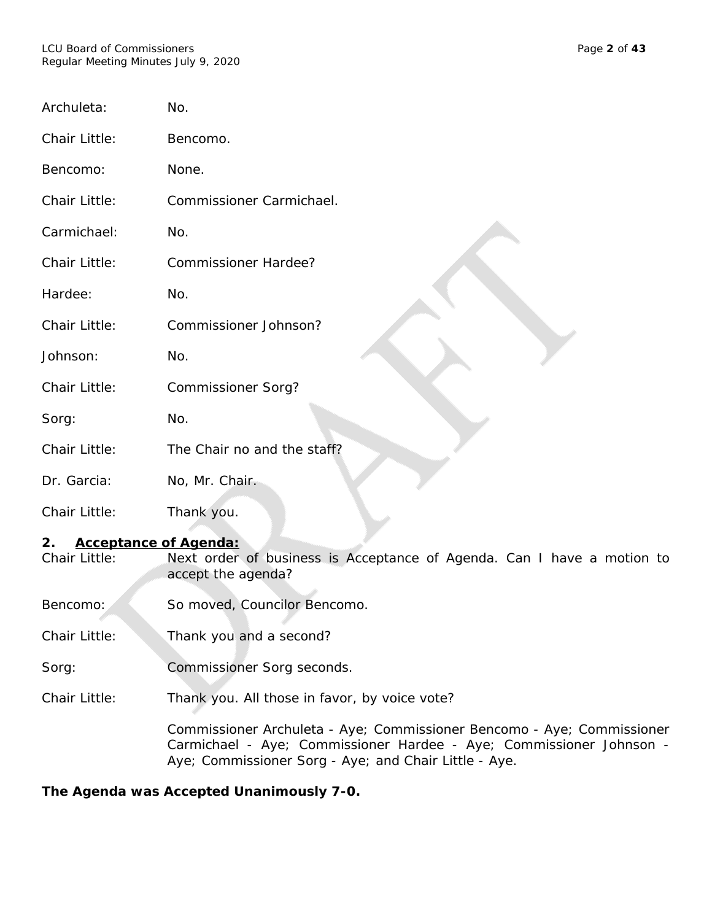Archuleta: No.

Chair Little: Bencomo.

Bencomo: None.

Chair Little: Commissioner Carmichael.

Carmichael: No.

Chair Little: Commissioner Hardee?

Hardee: No.

Chair Little: Commissioner Johnson?

Johnson: No.

Chair Little: Commissioner Sorg?

Sorg: No.

Chair Little: The Chair no and the staff?

Dr. Garcia: No, Mr. Chair.

Chair Little: Thank you.

## 2. Acceptance of Agenda:

Chair Little: Next order of business is Acceptance of Agenda. Can I have a motion to accept the agenda?

Bencomo: So moved, Councilor Bencomo.

Chair Little: Thank you and a second?

Sorg: Commissioner Sorg seconds.

Chair Little: Thank you. All those in favor, by voice vote?

Commissioner Archuleta - Aye; Commissioner Bencomo - Aye; Commissioner Carmichael - Aye; Commissioner Hardee - Aye; Commissioner Johnson - Aye; Commissioner Sorg - Aye; and Chair Little - Aye.

**The Agenda was Accepted Unanimously 7-0.**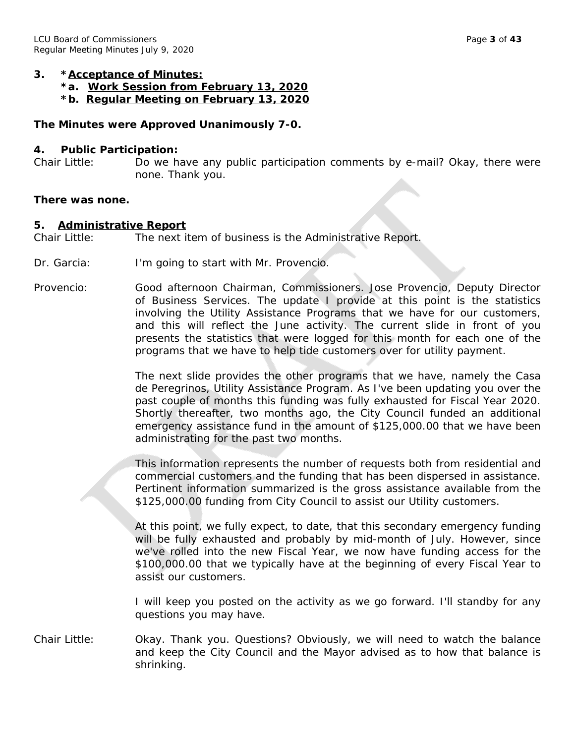### 3. *Acceptance of Minutes:

**\*a. Work Session from February 13, 2020**

**\*b. Regular Meeting on February 13, 2020**

**The Minutes were Approved Unanimously 7-0.**

### 4. Public Participation:

Chair Little: Do we have any public participation comments by e-mail? Okay, there were none. Thank you.

**There was none.**

### 5. Administrative Report

Chair Little: The next item of business is the Administrative Report.

Dr. Garcia: I'm going to start with Mr. Provencio.

Provencio: Good afternoon Chairman, Commissioners. Jose Provencio, Deputy Director of Business Services. The update I provide at this point is the statistics involving the Utility Assistance Programs that we have for our customers, and this will reflect the June activity. The current slide in front of you presents the statistics that were logged for this month for each one of the programs that we have to help tide customers over for utility payment.

The next slide provides the other programs that we have, namely the Casa de Peregrinos, Utility Assistance Program. As I've been updating you over the past couple of months this funding was fully exhausted for Fiscal Year 2020. Shortly thereafter, two months ago, the City Council funded an additional emergency assistance fund in the amount of $125,000.00 that we have been administrating for the past two months.

This information represents the number of requests both from residential and commercial customers and the funding that has been dispersed in assistance. Pertinent information summarized is the gross assistance available from the $125,000.00 funding from City Council to assist our Utility customers.

At this point, we fully expect, to date, that this secondary emergency funding will be fully exhausted and probably by mid-month of July. However, since we've rolled into the new Fiscal Year, we now have funding access for the $100,000.00 that we typically have at the beginning of every Fiscal Year to assist our customers.

I will keep you posted on the activity as we go forward. I'll standby for any questions you may have.

Chair Little: Okay. Thank you. Questions? Obviously, we will need to watch the balance and keep the City Council and the Mayor advised as to how that balance is shrinking.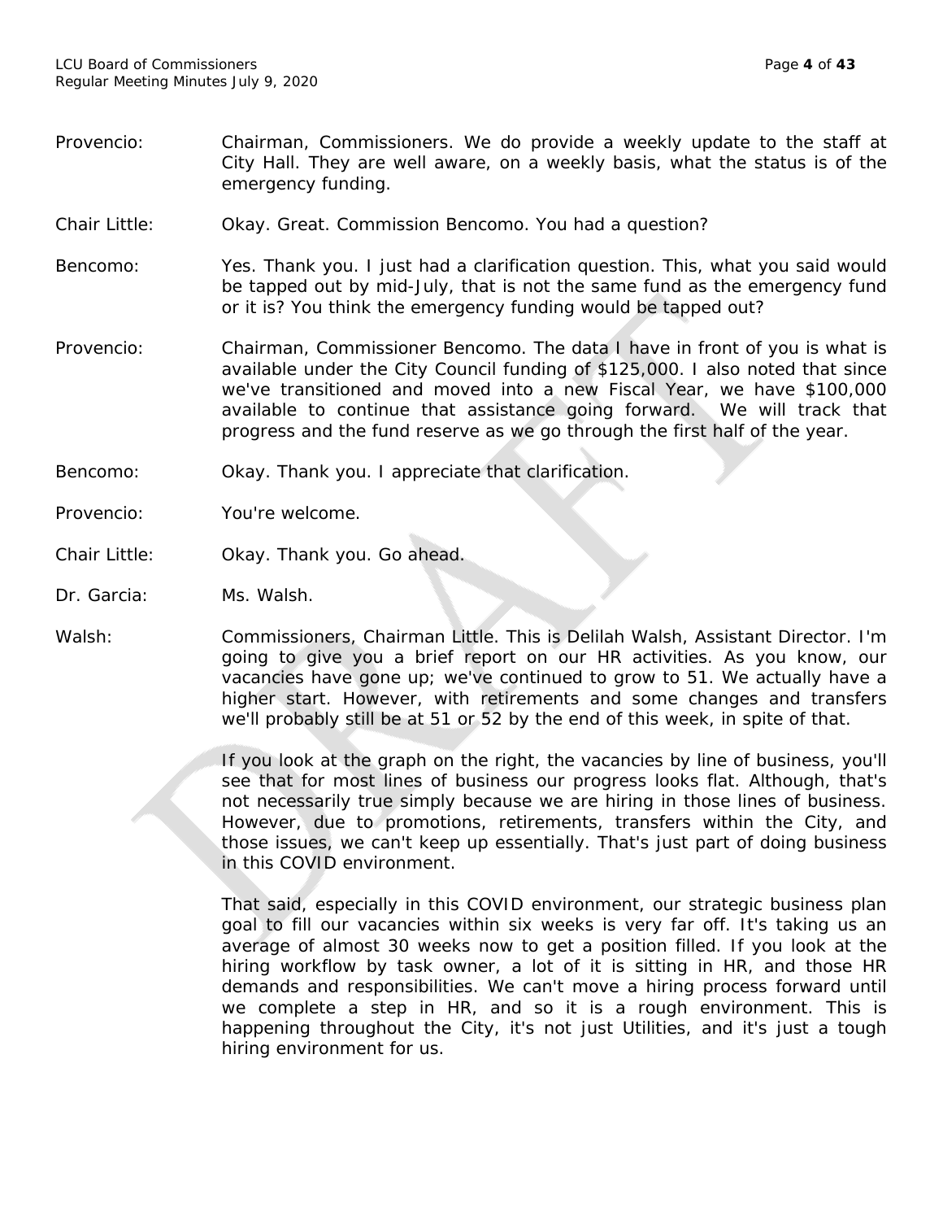Provencio: Chairman, Commissioners. We do provide a weekly update to the staff at City Hall. They are well aware, on a weekly basis, what the status is of the emergency funding.

Chair Little: Okay. Great. Commission Bencomo. You had a question?

Bencomo: Yes. Thank you. I just had a clarification question. This, what you said would be tapped out by mid-July, that is not the same fund as the emergency fund or it is? You think the emergency funding would be tapped out?

Provencio: Chairman, Commissioner Bencomo. The data I have in front of you is what is available under the City Council funding of $125,000. I also noted that since we've transitioned and moved into a new Fiscal Year, we have $100,000 available to continue that assistance going forward. We will track that progress and the fund reserve as we go through the first half of the year.

Bencomo: Okay. Thank you. I appreciate that clarification.

Provencio: You're welcome.

Chair Little: Okay. Thank you. Go ahead.

Dr. Garcia: Ms. Walsh.

Walsh: Commissioners, Chairman Little. This is Delilah Walsh, Assistant Director. I'm going to give you a brief report on our HR activities. As you know, our vacancies have gone up; we've continued to grow to 51. We actually have a higher start. However, with retirements and some changes and transfers we'll probably still be at 51 or 52 by the end of this week, in spite of that.

If you look at the graph on the right, the vacancies by line of business, you'll see that for most lines of business our progress looks flat. Although, that's not necessarily true simply because we are hiring in those lines of business. However, due to promotions, retirements, transfers within the City, and those issues, we can't keep up essentially. That's just part of doing business in this COVID environment.

That said, especially in this COVID environment, our strategic business plan goal to fill our vacancies within six weeks is very far off. It's taking us an average of almost 30 weeks now to get a position filled. If you look at the hiring workflow by task owner, a lot of it is sitting in HR, and those HR demands and responsibilities. We can't move a hiring process forward until we complete a step in HR, and so it is a rough environment. This is happening throughout the City, it's not just Utilities, and it's just a tough hiring environment for us.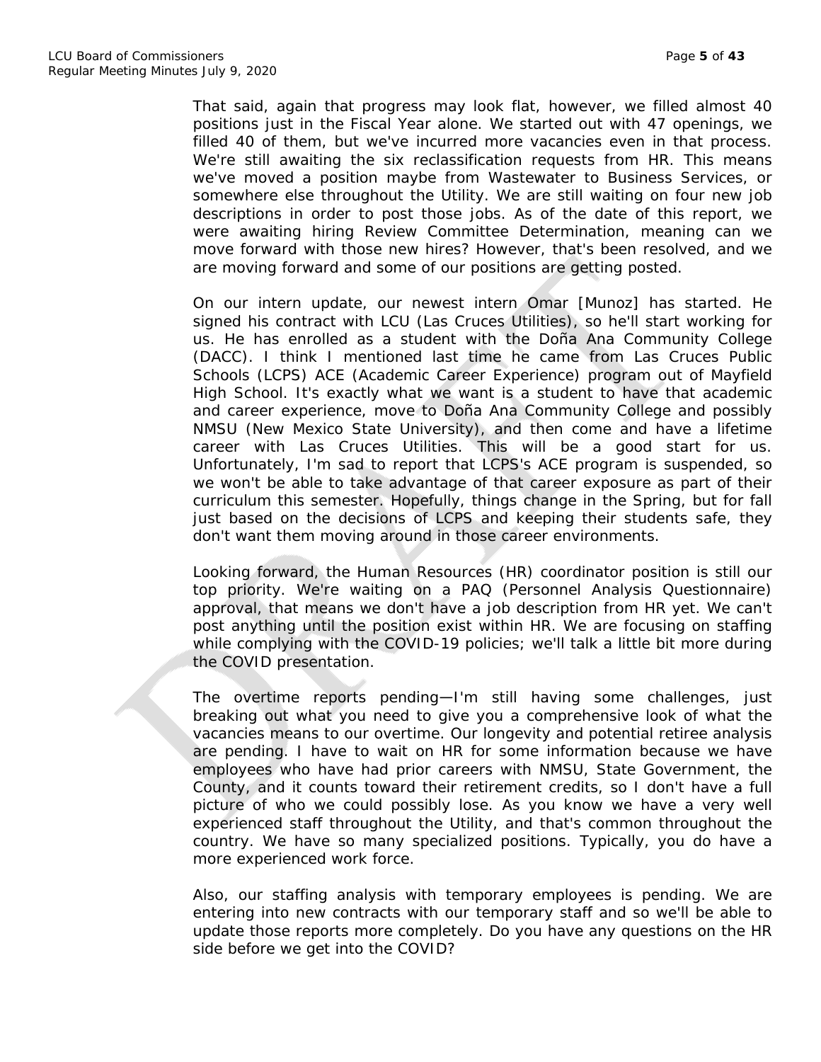That said, again that progress may look flat, however, we filled almost 40 positions just in the Fiscal Year alone. We started out with 47 openings, we filled 40 of them, but we've incurred more vacancies even in that process. We're still awaiting the six reclassification requests from HR. This means we've moved a position maybe from Wastewater to Business Services, or somewhere else throughout the Utility. We are still waiting on four new job descriptions in order to post those jobs. As of the date of this report, we were awaiting hiring Review Committee Determination, meaning can we move forward with those new hires? However, that's been resolved, and we are moving forward and some of our positions are getting posted.

On our intern update, our newest intern Omar [Munoz] has started. He signed his contract with LCU (Las Cruces Utilities), so he'll start working for us. He has enrolled as a student with the Doña Ana Community College (DACC). I think I mentioned last time he came from Las Cruces Public Schools (LCPS) ACE (Academic Career Experience) program out of Mayfield High School. It's exactly what we want is a student to have that academic and career experience, move to Doña Ana Community College and possibly NMSU (New Mexico State University), and then come and have a lifetime career with Las Cruces Utilities. This will be a good start for us. Unfortunately, I'm sad to report that LCPS's ACE program is suspended, so we won't be able to take advantage of that career exposure as part of their curriculum this semester. Hopefully, things change in the Spring, but for fall just based on the decisions of LCPS and keeping their students safe, they don't want them moving around in those career environments.

Looking forward, the Human Resources (HR) coordinator position is still our top priority. We're waiting on a PAQ (Personnel Analysis Questionnaire) approval, that means we don't have a job description from HR yet. We can't post anything until the position exist within HR. We are focusing on staffing while complying with the COVID-19 policies; we'll talk a little bit more during the COVID presentation.

The overtime reports pending—I'm still having some challenges, just breaking out what you need to give you a comprehensive look of what the vacancies means to our overtime. Our longevity and potential retiree analysis are pending. I have to wait on HR for some information because we have employees who have had prior careers with NMSU, State Government, the County, and it counts toward their retirement credits, so I don't have a full picture of who we could possibly lose. As you know we have a very well experienced staff throughout the Utility, and that's common throughout the country. We have so many specialized positions. Typically, you do have a more experienced work force.

Also, our staffing analysis with temporary employees is pending. We are entering into new contracts with our temporary staff and so we'll be able to update those reports more completely. Do you have any questions on the HR side before we get into the COVID?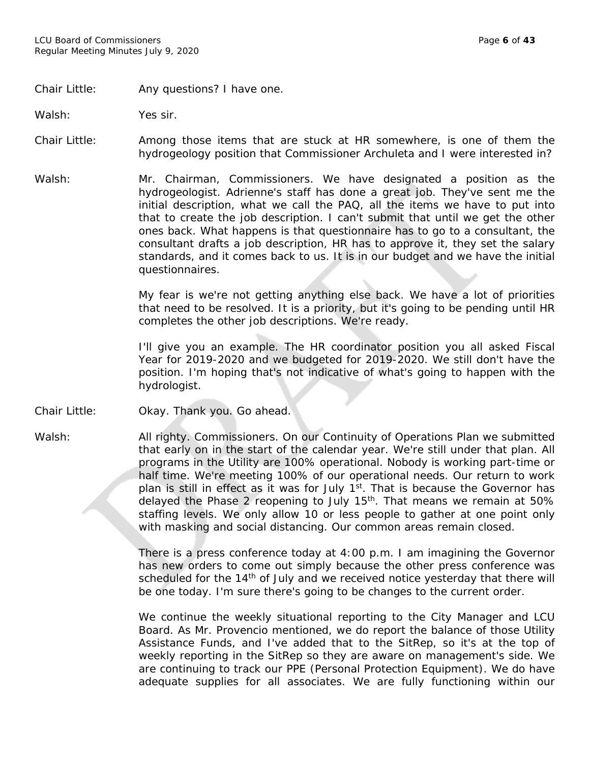Chair Little: Any questions? I have one.

Walsh: Yes sir.

Chair Little: Among those items that are stuck at HR somewhere, is one of them the hydrogeology position that Commissioner Archuleta and I were interested in?

Walsh: Mr. Chairman, Commissioners. We have designated a position as the hydrogeologist. Adrienne's staff has done a great job. They've sent me the initial description, what we call the PAQ, all the items we have to put into that to create the job description. I can't submit that until we get the other ones back. What happens is that questionnaire has to go to a consultant, the consultant drafts a job description, HR has to approve it, they set the salary standards, and it comes back to us. It is in our budget and we have the initial questionnaires.

My fear is we're not getting anything else back. We have a lot of priorities that need to be resolved. It is a priority, but it's going to be pending until HR completes the other job descriptions. We're ready.

I'll give you an example. The HR coordinator position you all asked Fiscal Year for 2019-2020 and we budgeted for 2019-2020. We still don't have the position. I'm hoping that's not indicative of what's going to happen with the hydrologist.

Chair Little: Okay. Thank you. Go ahead.

Walsh: All righty. Commissioners. On our Continuity of Operations Plan we submitted that early on in the start of the calendar year. We're still under that plan. All programs in the Utility are 100% operational. Nobody is working part-time or half time. We're meeting 100% of our operational needs. Our return to work plan is still in effect as it was for July 1st. That is because the Governor has delayed the Phase 2 reopening to July 15th. That means we remain at 50% staffing levels. We only allow 10 or less people to gather at one point only with masking and social distancing. Our common areas remain closed.

There is a press conference today at 4:00 p.m. I am imagining the Governor has new orders to come out simply because the other press conference was scheduled for the 14th of July and we received notice yesterday that there will be one today. I'm sure there's going to be changes to the current order.

We continue the weekly situational reporting to the City Manager and LCU Board. As Mr. Provencio mentioned, we do report the balance of those Utility Assistance Funds, and I've added that to the SitRep, so it's at the top of weekly reporting in the SitRep so they are aware on management's side. We are continuing to track our PPE (Personal Protection Equipment). We do have adequate supplies for all associates. We are fully functioning within our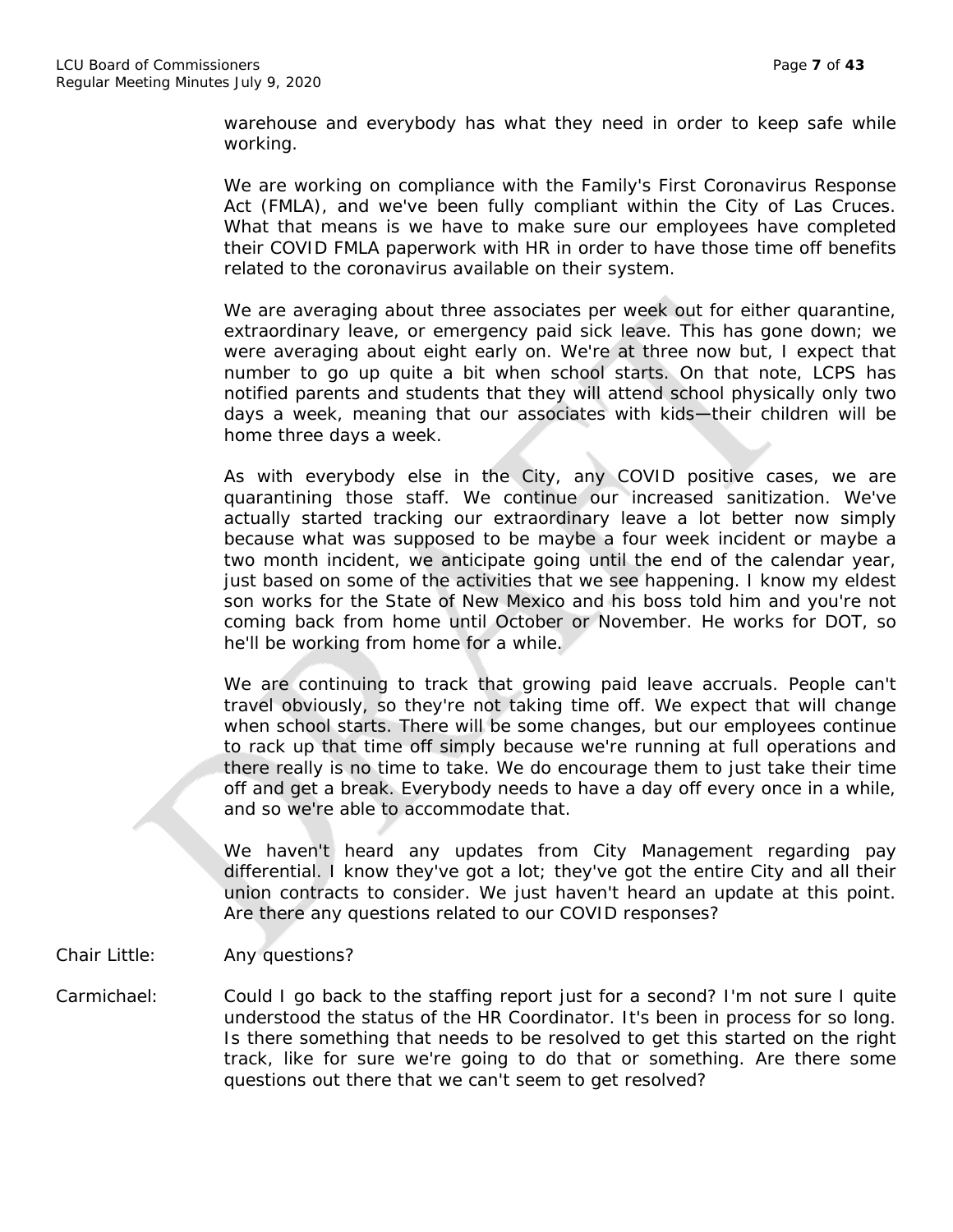warehouse and everybody has what they need in order to keep safe while working.

We are working on compliance with the Family's First Coronavirus Response Act (FMLA), and we've been fully compliant within the City of Las Cruces. What that means is we have to make sure our employees have completed their COVID FMLA paperwork with HR in order to have those time off benefits related to the coronavirus available on their system.

We are averaging about three associates per week out for either quarantine, extraordinary leave, or emergency paid sick leave. This has gone down; we were averaging about eight early on. We're at three now but, I expect that number to go up quite a bit when school starts. On that note, LCPS has notified parents and students that they will attend school physically only two days a week, meaning that our associates with kids—their children will be home three days a week.

As with everybody else in the City, any COVID positive cases, we are quarantining those staff. We continue our increased sanitization. We've actually started tracking our extraordinary leave a lot better now simply because what was supposed to be maybe a four week incident or maybe a two month incident, we anticipate going until the end of the calendar year, just based on some of the activities that we see happening. I know my eldest son works for the State of New Mexico and his boss told him and you're not coming back from home until October or November. He works for DOT, so he'll be working from home for a while.

We are continuing to track that growing paid leave accruals. People can't travel obviously, so they're not taking time off. We expect that will change when school starts. There will be some changes, but our employees continue to rack up that time off simply because we're running at full operations and there really is no time to take. We do encourage them to just take their time off and get a break. Everybody needs to have a day off every once in a while, and so we're able to accommodate that.

We haven't heard any updates from City Management regarding pay differential. I know they've got a lot; they've got the entire City and all their union contracts to consider. We just haven't heard an update at this point. Are there any questions related to our COVID responses?

Chair Little: Any questions?

Carmichael: Could I go back to the staffing report just for a second? I'm not sure I quite understood the status of the HR Coordinator. It's been in process for so long. Is there something that needs to be resolved to get this started on the right track, like for sure we're going to do that or something. Are there some questions out there that we can't seem to get resolved?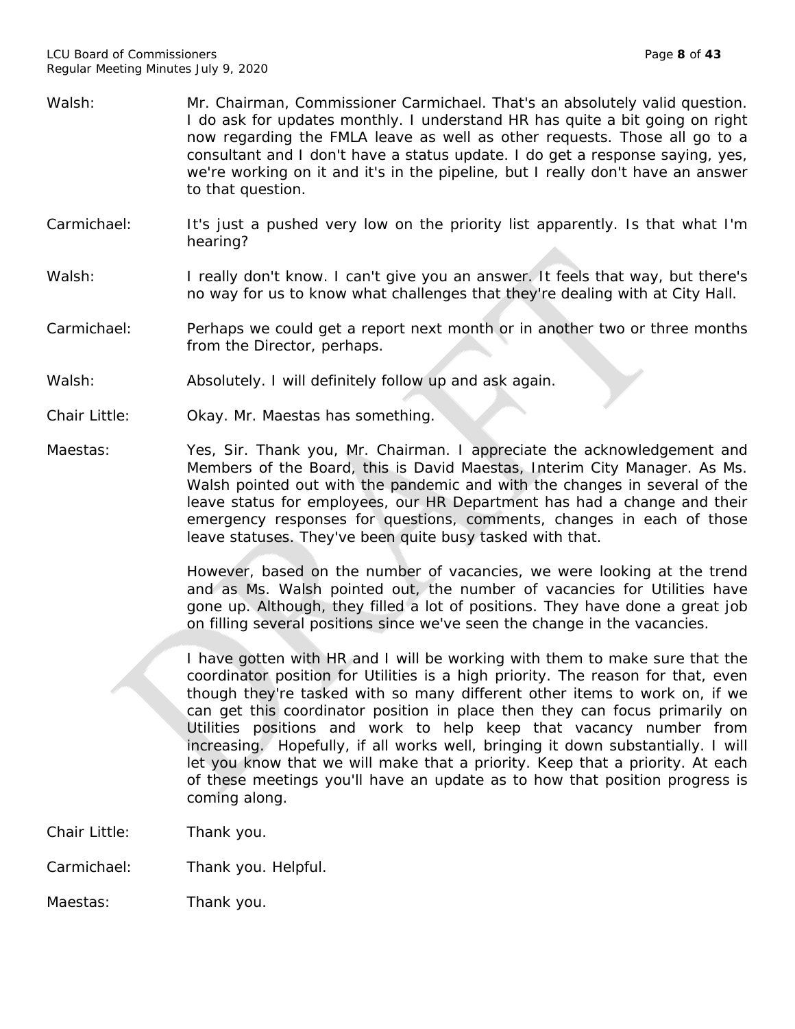Walsh: Mr. Chairman, Commissioner Carmichael. That's an absolutely valid question. I do ask for updates monthly. I understand HR has quite a bit going on right now regarding the FMLA leave as well as other requests. Those all go to a consultant and I don't have a status update. I do get a response saying, yes, we're working on it and it's in the pipeline, but I really don't have an answer to that question.

Carmichael: It's just a pushed very low on the priority list apparently. Is that what I'm hearing?

Walsh: I really don't know. I can't give you an answer. It feels that way, but there's no way for us to know what challenges that they're dealing with at City Hall.

Carmichael: Perhaps we could get a report next month or in another two or three months from the Director, perhaps.

Walsh: Absolutely. I will definitely follow up and ask again.

Chair Little: Okay. Mr. Maestas has something.

Maestas: Yes, Sir. Thank you, Mr. Chairman. I appreciate the acknowledgement and Members of the Board, this is David Maestas, Interim City Manager. As Ms. Walsh pointed out with the pandemic and with the changes in several of the leave status for employees, our HR Department has had a change and their emergency responses for questions, comments, changes in each of those leave statuses. They've been quite busy tasked with that.

However, based on the number of vacancies, we were looking at the trend and as Ms. Walsh pointed out, the number of vacancies for Utilities have gone up. Although, they filled a lot of positions. They have done a great job on filling several positions since we've seen the change in the vacancies.

I have gotten with HR and I will be working with them to make sure that the coordinator position for Utilities is a high priority. The reason for that, even though they're tasked with so many different other items to work on, if we can get this coordinator position in place then they can focus primarily on Utilities positions and work to help keep that vacancy number from increasing. Hopefully, if all works well, bringing it down substantially. I will let you know that we will make that a priority. Keep that a priority. At each of these meetings you'll have an update as to how that position progress is coming along.

Chair Little: Thank you.

Carmichael: Thank you. Helpful.

Maestas: Thank you.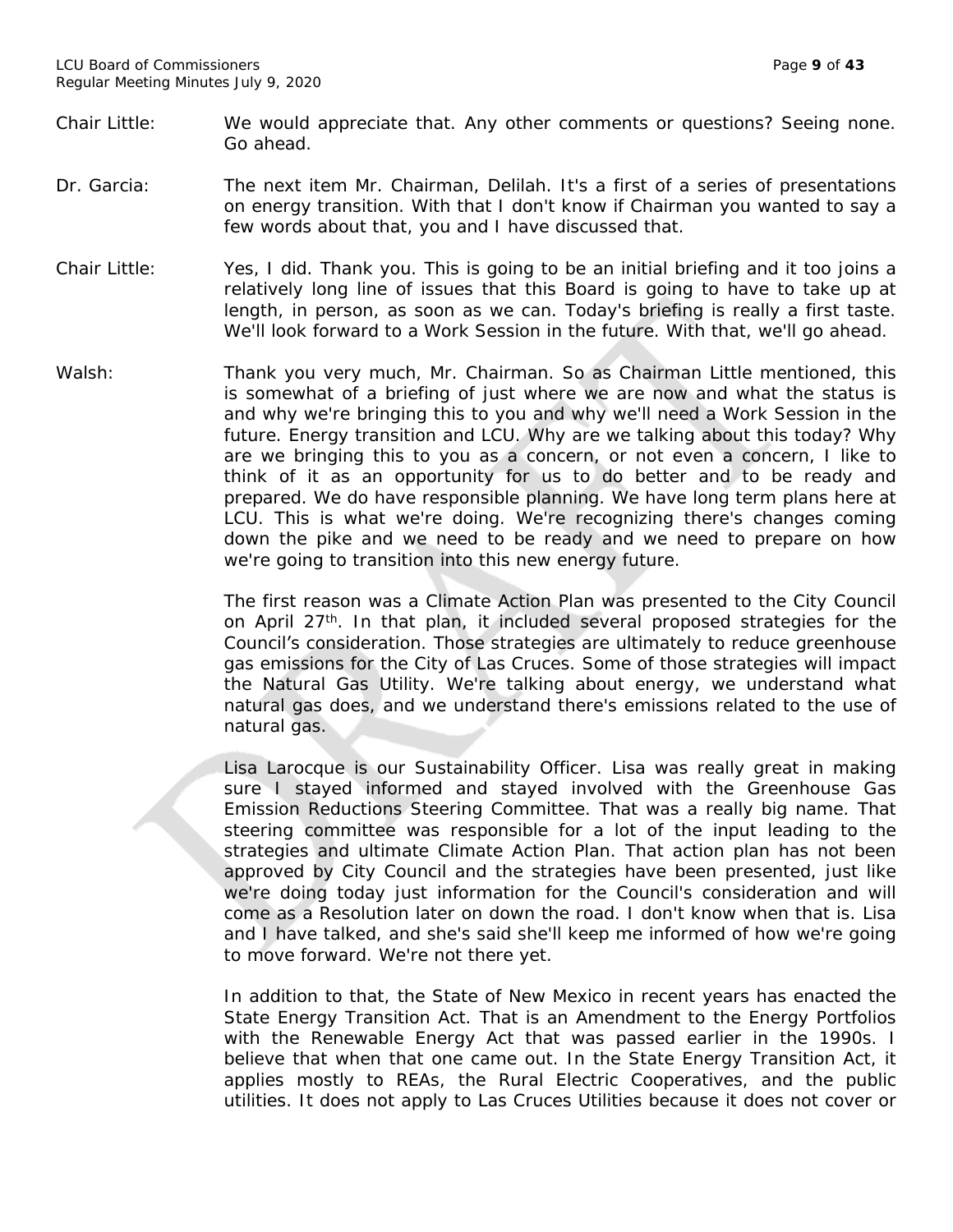Chair Little: We would appreciate that. Any other comments or questions? Seeing none. Go ahead.

Dr. Garcia: The next item Mr. Chairman, Delilah. It's a first of a series of presentations on energy transition. With that I don't know if Chairman you wanted to say a few words about that, you and I have discussed that.

Chair Little: Yes, I did. Thank you. This is going to be an initial briefing and it too joins a relatively long line of issues that this Board is going to have to take up at length, in person, as soon as we can. Today's briefing is really a first taste. We'll look forward to a Work Session in the future. With that, we'll go ahead.

Walsh: Thank you very much, Mr. Chairman. So as Chairman Little mentioned, this is somewhat of a briefing of just where we are now and what the status is and why we're bringing this to you and why we'll need a Work Session in the future. Energy transition and LCU. Why are we talking about this today? Why are we bringing this to you as a concern, or not even a concern, I like to think of it as an opportunity for us to do better and to be ready and prepared. We do have responsible planning. We have long term plans here at LCU. This is what we're doing. We're recognizing there's changes coming down the pike and we need to be ready and we need to prepare on how we're going to transition into this new energy future.

The first reason was a Climate Action Plan was presented to the City Council on April 27th. In that plan, it included several proposed strategies for the Council's consideration. Those strategies are ultimately to reduce greenhouse gas emissions for the City of Las Cruces. Some of those strategies will impact the Natural Gas Utility. We're talking about energy, we understand what natural gas does, and we understand there's emissions related to the use of natural gas.

Lisa Larocque is our Sustainability Officer. Lisa was really great in making sure I stayed informed and stayed involved with the Greenhouse Gas Emission Reductions Steering Committee. That was a really big name. That steering committee was responsible for a lot of the input leading to the strategies and ultimate Climate Action Plan. That action plan has not been approved by City Council and the strategies have been presented, just like we're doing today just information for the Council's consideration and will come as a Resolution later on down the road. I don't know when that is. Lisa and I have talked, and she's said she'll keep me informed of how we're going to move forward. We're not there yet.

In addition to that, the State of New Mexico in recent years has enacted the State Energy Transition Act. That is an Amendment to the Energy Portfolios with the Renewable Energy Act that was passed earlier in the 1990s. I believe that when that one came out. In the State Energy Transition Act, it applies mostly to REAs, the Rural Electric Cooperatives, and the public utilities. It does not apply to Las Cruces Utilities because it does not cover or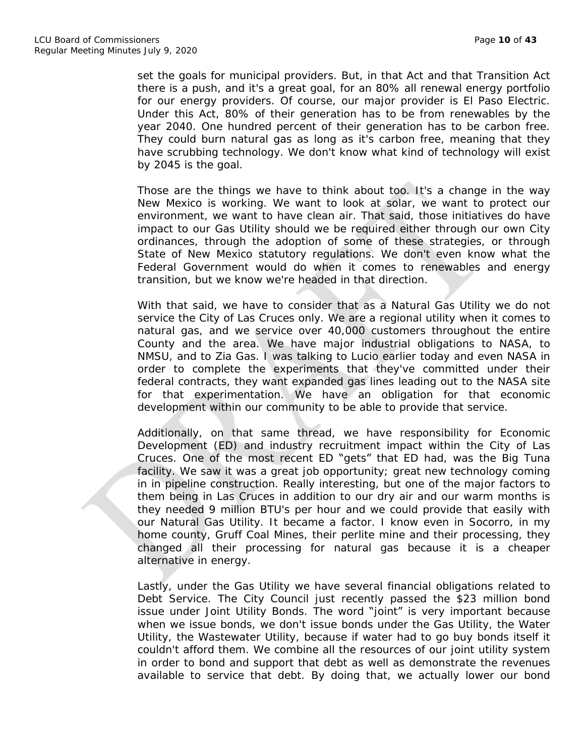set the goals for municipal providers. But, in that Act and that Transition Act there is a push, and it's a great goal, for an 80% all renewal energy portfolio for our energy providers. Of course, our major provider is El Paso Electric. Under this Act, 80% of their generation has to be from renewables by the year 2040. One hundred percent of their generation has to be carbon free. They could burn natural gas as long as it's carbon free, meaning that they have scrubbing technology. We don't know what kind of technology will exist by 2045 is the goal.

Those are the things we have to think about too. It's a change in the way New Mexico is working. We want to look at solar, we want to protect our environment, we want to have clean air. That said, those initiatives do have impact to our Gas Utility should we be required either through our own City ordinances, through the adoption of some of these strategies, or through State of New Mexico statutory regulations. We don't even know what the Federal Government would do when it comes to renewables and energy transition, but we know we're headed in that direction.

With that said, we have to consider that as a Natural Gas Utility we do not service the City of Las Cruces only. We are a regional utility when it comes to natural gas, and we service over 40,000 customers throughout the entire County and the area. We have major industrial obligations to NASA, to NMSU, and to Zia Gas. I was talking to Lucio earlier today and even NASA in order to complete the experiments that they've committed under their federal contracts, they want expanded gas lines leading out to the NASA site for that experimentation. We have an obligation for that economic development within our community to be able to provide that service.

Additionally, on that same thread, we have responsibility for Economic Development (ED) and industry recruitment impact within the City of Las Cruces. One of the most recent ED "gets" that ED had, was the Big Tuna facility. We saw it was a great job opportunity; great new technology coming in in pipeline construction. Really interesting, but one of the major factors to them being in Las Cruces in addition to our dry air and our warm months is they needed 9 million BTU's per hour and we could provide that easily with our Natural Gas Utility. It became a factor. I know even in Socorro, in my home county, Gruff Coal Mines, their perlite mine and their processing, they changed all their processing for natural gas because it is a cheaper alternative in energy.

Lastly, under the Gas Utility we have several financial obligations related to Debt Service. The City Council just recently passed the $23 million bond issue under Joint Utility Bonds. The word "joint" is very important because when we issue bonds, we don't issue bonds under the Gas Utility, the Water Utility, the Wastewater Utility, because if water had to go buy bonds itself it couldn't afford them. We combine all the resources of our joint utility system in order to bond and support that debt as well as demonstrate the revenues available to service that debt. By doing that, we actually lower our bond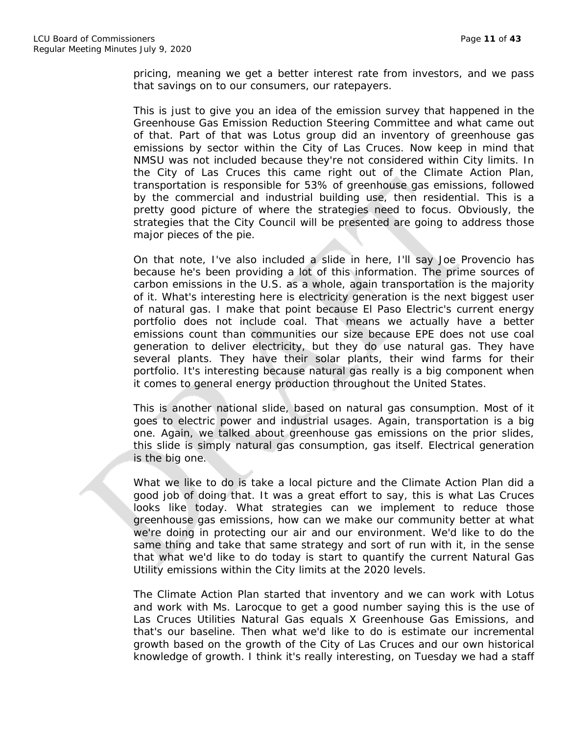pricing, meaning we get a better interest rate from investors, and we pass that savings on to our consumers, our ratepayers.

This is just to give you an idea of the emission survey that happened in the Greenhouse Gas Emission Reduction Steering Committee and what came out of that. Part of that was Lotus group did an inventory of greenhouse gas emissions by sector within the City of Las Cruces. Now keep in mind that NMSU was not included because they're not considered within City limits. In the City of Las Cruces this came right out of the Climate Action Plan, transportation is responsible for 53% of greenhouse gas emissions, followed by the commercial and industrial building use, then residential. This is a pretty good picture of where the strategies need to focus. Obviously, the strategies that the City Council will be presented are going to address those major pieces of the pie.

On that note, I've also included a slide in here, I'll say Joe Provencio has because he's been providing a lot of this information. The prime sources of carbon emissions in the U.S. as a whole, again transportation is the majority of it. What's interesting here is electricity generation is the next biggest user of natural gas. I make that point because El Paso Electric's current energy portfolio does not include coal. That means we actually have a better emissions count than communities our size because EPE does not use coal generation to deliver electricity, but they do use natural gas. They have several plants. They have their solar plants, their wind farms for their portfolio. It's interesting because natural gas really is a big component when it comes to general energy production throughout the United States.

This is another national slide, based on natural gas consumption. Most of it goes to electric power and industrial usages. Again, transportation is a big one. Again, we talked about greenhouse gas emissions on the prior slides, this slide is simply natural gas consumption, gas itself. Electrical generation is the big one.

What we like to do is take a local picture and the Climate Action Plan did a good job of doing that. It was a great effort to say, this is what Las Cruces looks like today. What strategies can we implement to reduce those greenhouse gas emissions, how can we make our community better at what we're doing in protecting our air and our environment. We'd like to do the same thing and take that same strategy and sort of run with it, in the sense that what we'd like to do today is start to quantify the current Natural Gas Utility emissions within the City limits at the 2020 levels.

The Climate Action Plan started that inventory and we can work with Lotus and work with Ms. Larocque to get a good number saying this is the use of Las Cruces Utilities Natural Gas equals X Greenhouse Gas Emissions, and that's our baseline. Then what we'd like to do is estimate our incremental growth based on the growth of the City of Las Cruces and our own historical knowledge of growth. I think it's really interesting, on Tuesday we had a staff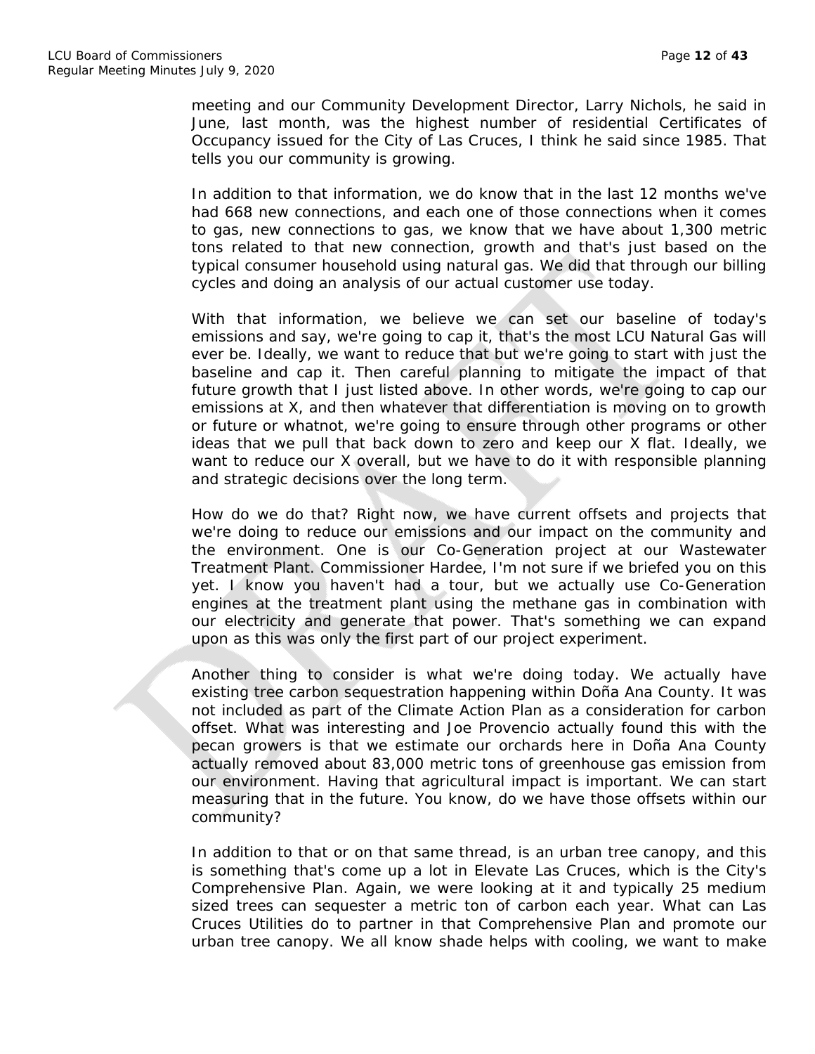meeting and our Community Development Director, Larry Nichols, he said in June, last month, was the highest number of residential Certificates of Occupancy issued for the City of Las Cruces, I think he said since 1985. That tells you our community is growing.

In addition to that information, we do know that in the last 12 months we've had 668 new connections, and each one of those connections when it comes to gas, new connections to gas, we know that we have about 1,300 metric tons related to that new connection, growth and that's just based on the typical consumer household using natural gas. We did that through our billing cycles and doing an analysis of our actual customer use today.

With that information, we believe we can set our baseline of today's emissions and say, we're going to cap it, that's the most LCU Natural Gas will ever be. Ideally, we want to reduce that but we're going to start with just the baseline and cap it. Then careful planning to mitigate the impact of that future growth that I just listed above. In other words, we're going to cap our emissions at X, and then whatever that differentiation is moving on to growth or future or whatnot, we're going to ensure through other programs or other ideas that we pull that back down to zero and keep our X flat. Ideally, we want to reduce our X overall, but we have to do it with responsible planning and strategic decisions over the long term.

How do we do that? Right now, we have current offsets and projects that we're doing to reduce our emissions and our impact on the community and the environment. One is our Co-Generation project at our Wastewater Treatment Plant. Commissioner Hardee, I'm not sure if we briefed you on this yet. I know you haven't had a tour, but we actually use Co-Generation engines at the treatment plant using the methane gas in combination with our electricity and generate that power. That's something we can expand upon as this was only the first part of our project experiment.

Another thing to consider is what we're doing today. We actually have existing tree carbon sequestration happening within Doña Ana County. It was not included as part of the Climate Action Plan as a consideration for carbon offset. What was interesting and Joe Provencio actually found this with the pecan growers is that we estimate our orchards here in Doña Ana County actually removed about 83,000 metric tons of greenhouse gas emission from our environment. Having that agricultural impact is important. We can start measuring that in the future. You know, do we have those offsets within our community?

In addition to that or on that same thread, is an urban tree canopy, and this is something that's come up a lot in Elevate Las Cruces, which is the City's Comprehensive Plan. Again, we were looking at it and typically 25 medium sized trees can sequester a metric ton of carbon each year. What can Las Cruces Utilities do to partner in that Comprehensive Plan and promote our urban tree canopy. We all know shade helps with cooling, we want to make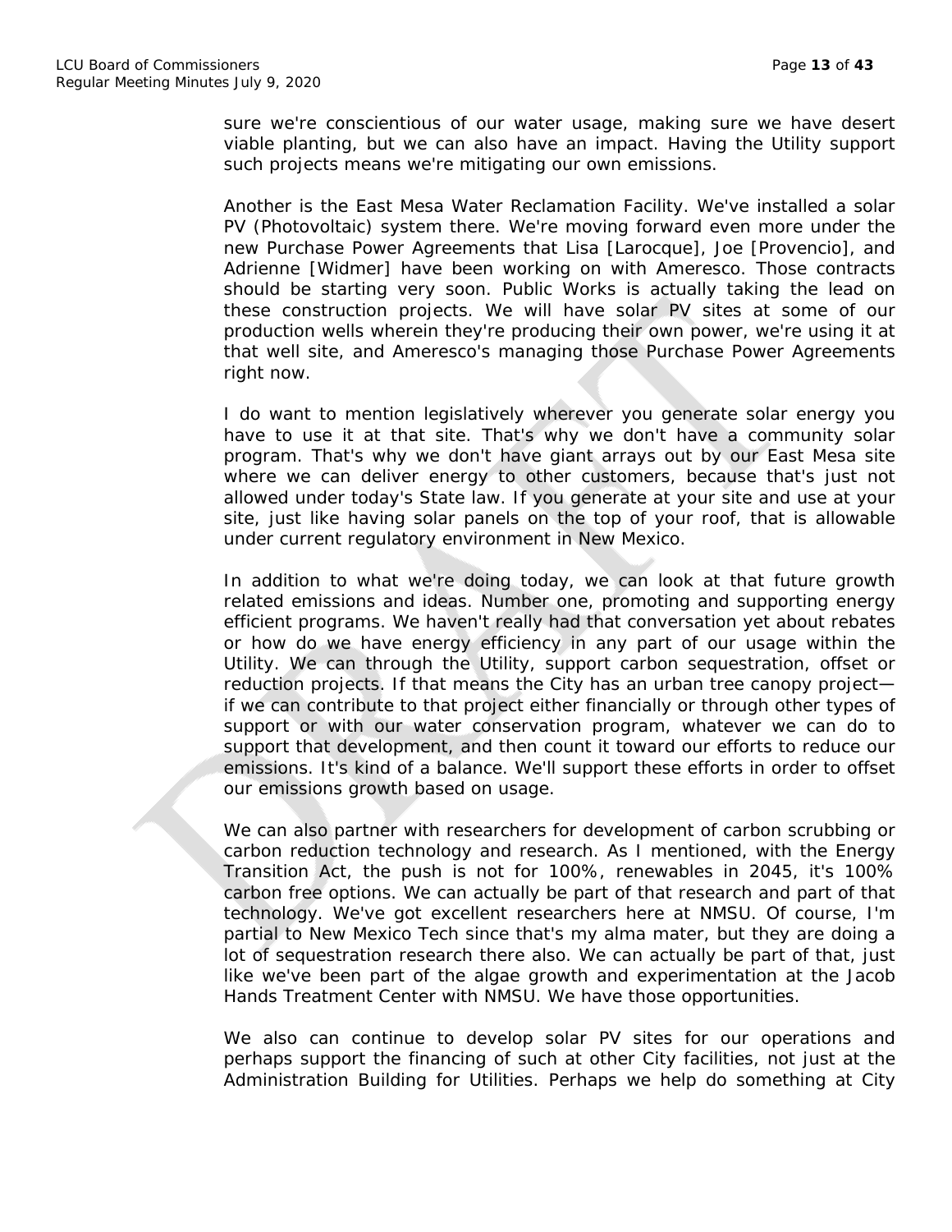sure we're conscientious of our water usage, making sure we have desert viable planting, but we can also have an impact. Having the Utility support such projects means we're mitigating our own emissions.

Another is the East Mesa Water Reclamation Facility. We've installed a solar PV (Photovoltaic) system there. We're moving forward even more under the new Purchase Power Agreements that Lisa [Larocque], Joe [Provencio], and Adrienne [Widmer] have been working on with Ameresco. Those contracts should be starting very soon. Public Works is actually taking the lead on these construction projects. We will have solar PV sites at some of our production wells wherein they're producing their own power, we're using it at that well site, and Ameresco's managing those Purchase Power Agreements right now.

I do want to mention legislatively wherever you generate solar energy you have to use it at that site. That's why we don't have a community solar program. That's why we don't have giant arrays out by our East Mesa site where we can deliver energy to other customers, because that's just not allowed under today's State law. If you generate at your site and use at your site, just like having solar panels on the top of your roof, that is allowable under current regulatory environment in New Mexico.

In addition to what we're doing today, we can look at that future growth related emissions and ideas. Number one, promoting and supporting energy efficient programs. We haven't really had that conversation yet about rebates or how do we have energy efficiency in any part of our usage within the Utility. We can through the Utility, support carbon sequestration, offset or reduction projects. If that means the City has an urban tree canopy project—if we can contribute to that project either financially or through other types of support or with our water conservation program, whatever we can do to support that development, and then count it toward our efforts to reduce our emissions. It's kind of a balance. We'll support these efforts in order to offset our emissions growth based on usage.

We can also partner with researchers for development of carbon scrubbing or carbon reduction technology and research. As I mentioned, with the Energy Transition Act, the push is not for 100%, renewables in 2045, it's 100% carbon free options. We can actually be part of that research and part of that technology. We've got excellent researchers here at NMSU. Of course, I'm partial to New Mexico Tech since that's my alma mater, but they are doing a lot of sequestration research there also. We can actually be part of that, just like we've been part of the algae growth and experimentation at the Jacob Hands Treatment Center with NMSU. We have those opportunities.

We also can continue to develop solar PV sites for our operations and perhaps support the financing of such at other City facilities, not just at the Administration Building for Utilities. Perhaps we help do something at City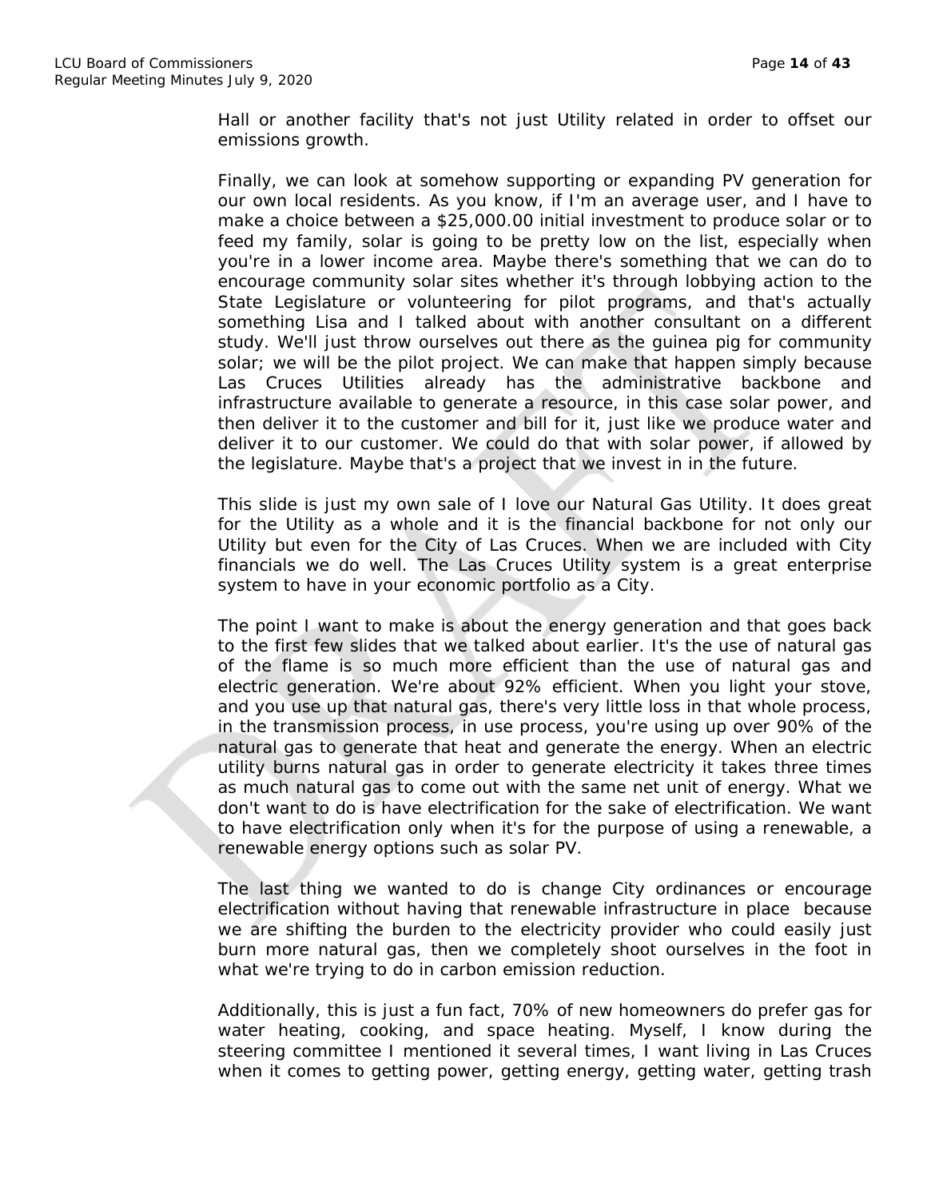Hall or another facility that's not just Utility related in order to offset our emissions growth.

Finally, we can look at somehow supporting or expanding PV generation for our own local residents. As you know, if I'm an average user, and I have to make a choice between a $25,000.00 initial investment to produce solar or to feed my family, solar is going to be pretty low on the list, especially when you're in a lower income area. Maybe there's something that we can do to encourage community solar sites whether it's through lobbying action to the State Legislature or volunteering for pilot programs, and that's actually something Lisa and I talked about with another consultant on a different study. We'll just throw ourselves out there as the guinea pig for community solar; we will be the pilot project. We can make that happen simply because Las Cruces Utilities already has the administrative backbone and infrastructure available to generate a resource, in this case solar power, and then deliver it to the customer and bill for it, just like we produce water and deliver it to our customer. We could do that with solar power, if allowed by the legislature. Maybe that's a project that we invest in in the future.

This slide is just my own sale of I love our Natural Gas Utility. It does great for the Utility as a whole and it is the financial backbone for not only our Utility but even for the City of Las Cruces. When we are included with City financials we do well. The Las Cruces Utility system is a great enterprise system to have in your economic portfolio as a City.

The point I want to make is about the energy generation and that goes back to the first few slides that we talked about earlier. It's the use of natural gas of the flame is so much more efficient than the use of natural gas and electric generation. We're about 92% efficient. When you light your stove, and you use up that natural gas, there's very little loss in that whole process, in the transmission process, in use process, you're using up over 90% of the natural gas to generate that heat and generate the energy. When an electric utility burns natural gas in order to generate electricity it takes three times as much natural gas to come out with the same net unit of energy. What we don't want to do is have electrification for the sake of electrification. We want to have electrification only when it's for the purpose of using a renewable, a renewable energy options such as solar PV.

The last thing we wanted to do is change City ordinances or encourage electrification without having that renewable infrastructure in place because we are shifting the burden to the electricity provider who could easily just burn more natural gas, then we completely shoot ourselves in the foot in what we're trying to do in carbon emission reduction.

Additionally, this is just a fun fact, 70% of new homeowners do prefer gas for water heating, cooking, and space heating. Myself, I know during the steering committee I mentioned it several times, I want living in Las Cruces when it comes to getting power, getting energy, getting water, getting trash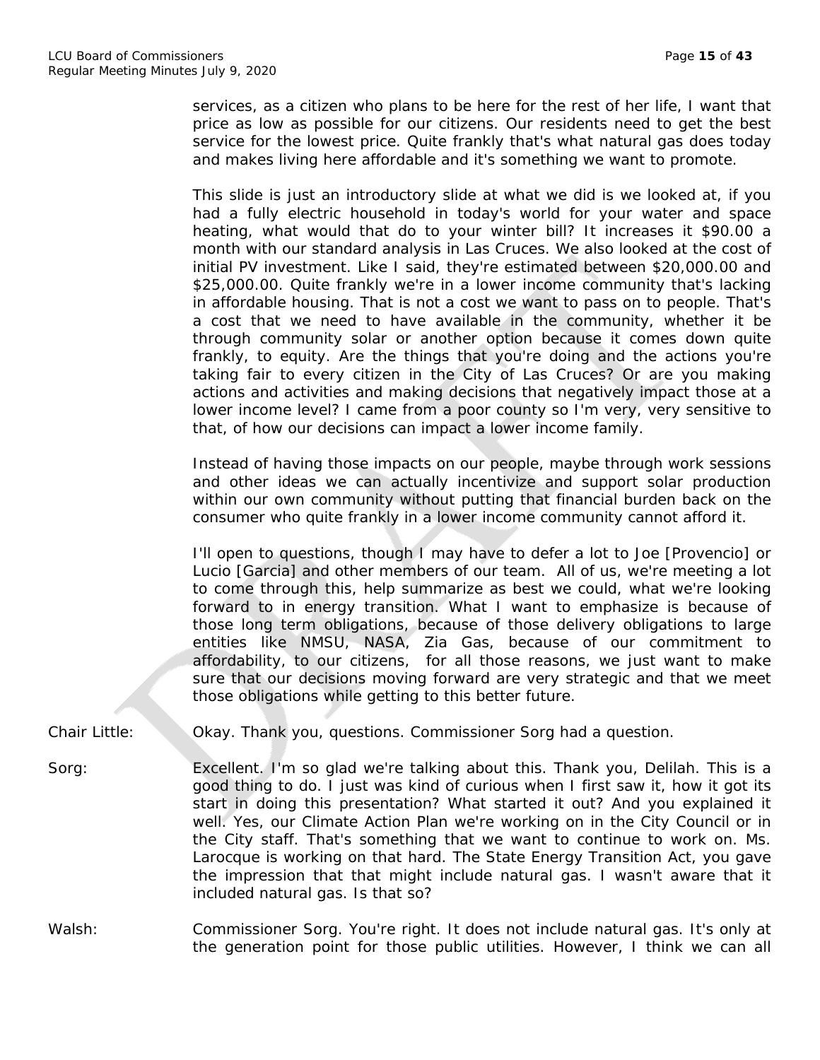services, as a citizen who plans to be here for the rest of her life, I want that price as low as possible for our citizens. Our residents need to get the best service for the lowest price. Quite frankly that's what natural gas does today and makes living here affordable and it's something we want to promote.

This slide is just an introductory slide at what we did is we looked at, if you had a fully electric household in today's world for your water and space heating, what would that do to your winter bill? It increases it $90.00 a month with our standard analysis in Las Cruces. We also looked at the cost of initial PV investment. Like I said, they're estimated between $20,000.00 and $25,000.00. Quite frankly we're in a lower income community that's lacking in affordable housing. That is not a cost we want to pass on to people. That's a cost that we need to have available in the community, whether it be through community solar or another option because it comes down quite frankly, to equity. Are the things that you're doing and the actions you're taking fair to every citizen in the City of Las Cruces? Or are you making actions and activities and making decisions that negatively impact those at a lower income level? I came from a poor county so I'm very, very sensitive to that, of how our decisions can impact a lower income family.

Instead of having those impacts on our people, maybe through work sessions and other ideas we can actually incentivize and support solar production within our own community without putting that financial burden back on the consumer who quite frankly in a lower income community cannot afford it.

I'll open to questions, though I may have to defer a lot to Joe [Provencio] or Lucio [Garcia] and other members of our team. All of us, we're meeting a lot to come through this, help summarize as best we could, what we're looking forward to in energy transition. What I want to emphasize is because of those long term obligations, because of those delivery obligations to large entities like NMSU, NASA, Zia Gas, because of our commitment to affordability, to our citizens, for all those reasons, we just want to make sure that our decisions moving forward are very strategic and that we meet those obligations while getting to this better future.

Chair Little: Okay. Thank you, questions. Commissioner Sorg had a question.

Sorg: Excellent. I'm so glad we're talking about this. Thank you, Delilah. This is a good thing to do. I just was kind of curious when I first saw it, how it got its start in doing this presentation? What started it out? And you explained it well. Yes, our Climate Action Plan we're working on in the City Council or in the City staff. That's something that we want to continue to work on. Ms. Larocque is working on that hard. The State Energy Transition Act, you gave the impression that that might include natural gas. I wasn't aware that it included natural gas. Is that so?

Walsh: Commissioner Sorg. You're right. It does not include natural gas. It's only at the generation point for those public utilities. However, I think we can all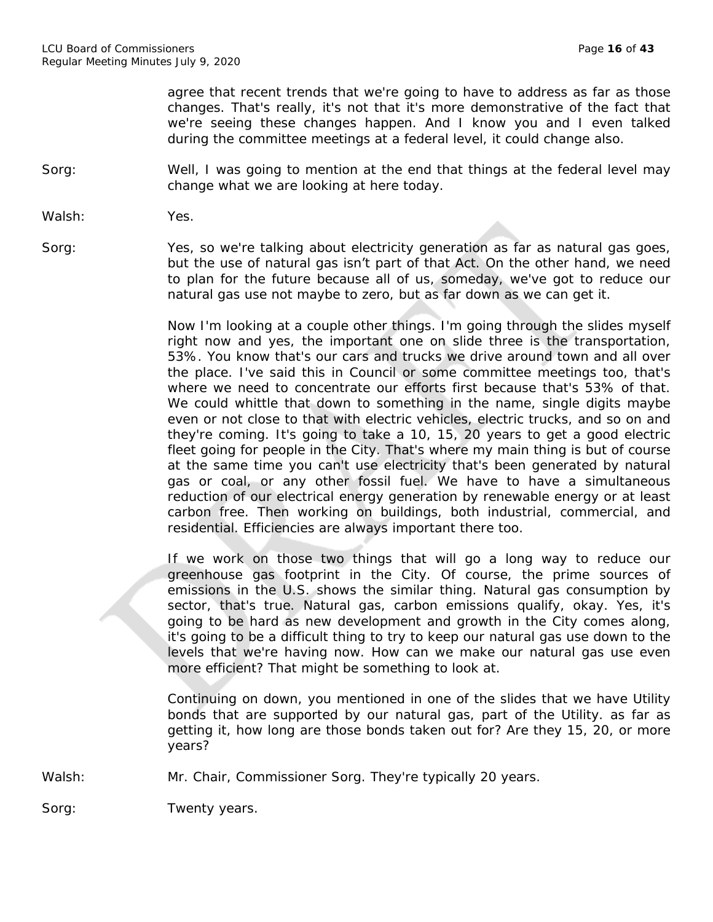agree that recent trends that we're going to have to address as far as those changes. That's really, it's not that it's more demonstrative of the fact that we're seeing these changes happen. And I know you and I even talked during the committee meetings at a federal level, it could change also.

Sorg: Well, I was going to mention at the end that things at the federal level may change what we are looking at here today.

Walsh: Yes.

Sorg: Yes, so we're talking about electricity generation as far as natural gas goes, but the use of natural gas isn't part of that Act. On the other hand, we need to plan for the future because all of us, someday, we've got to reduce our natural gas use not maybe to zero, but as far down as we can get it.

Now I'm looking at a couple other things. I'm going through the slides myself right now and yes, the important one on slide three is the transportation, 53%. You know that's our cars and trucks we drive around town and all over the place. I've said this in Council or some committee meetings too, that's where we need to concentrate our efforts first because that's 53% of that. We could whittle that down to something in the name, single digits maybe even or not close to that with electric vehicles, electric trucks, and so on and they're coming. It's going to take a 10, 15, 20 years to get a good electric fleet going for people in the City. That's where my main thing is but of course at the same time you can't use electricity that's been generated by natural gas or coal, or any other fossil fuel. We have to have a simultaneous reduction of our electrical energy generation by renewable energy or at least carbon free. Then working on buildings, both industrial, commercial, and residential. Efficiencies are always important there too.

If we work on those two things that will go a long way to reduce our greenhouse gas footprint in the City. Of course, the prime sources of emissions in the U.S. shows the similar thing. Natural gas consumption by sector, that's true. Natural gas, carbon emissions qualify, okay. Yes, it's going to be hard as new development and growth in the City comes along, it's going to be a difficult thing to try to keep our natural gas use down to the levels that we're having now. How can we make our natural gas use even more efficient? That might be something to look at.

Continuing on down, you mentioned in one of the slides that we have Utility bonds that are supported by our natural gas, part of the Utility. as far as getting it, how long are those bonds taken out for? Are they 15, 20, or more years?

Walsh: Mr. Chair, Commissioner Sorg. They're typically 20 years.

Sorg: Twenty years.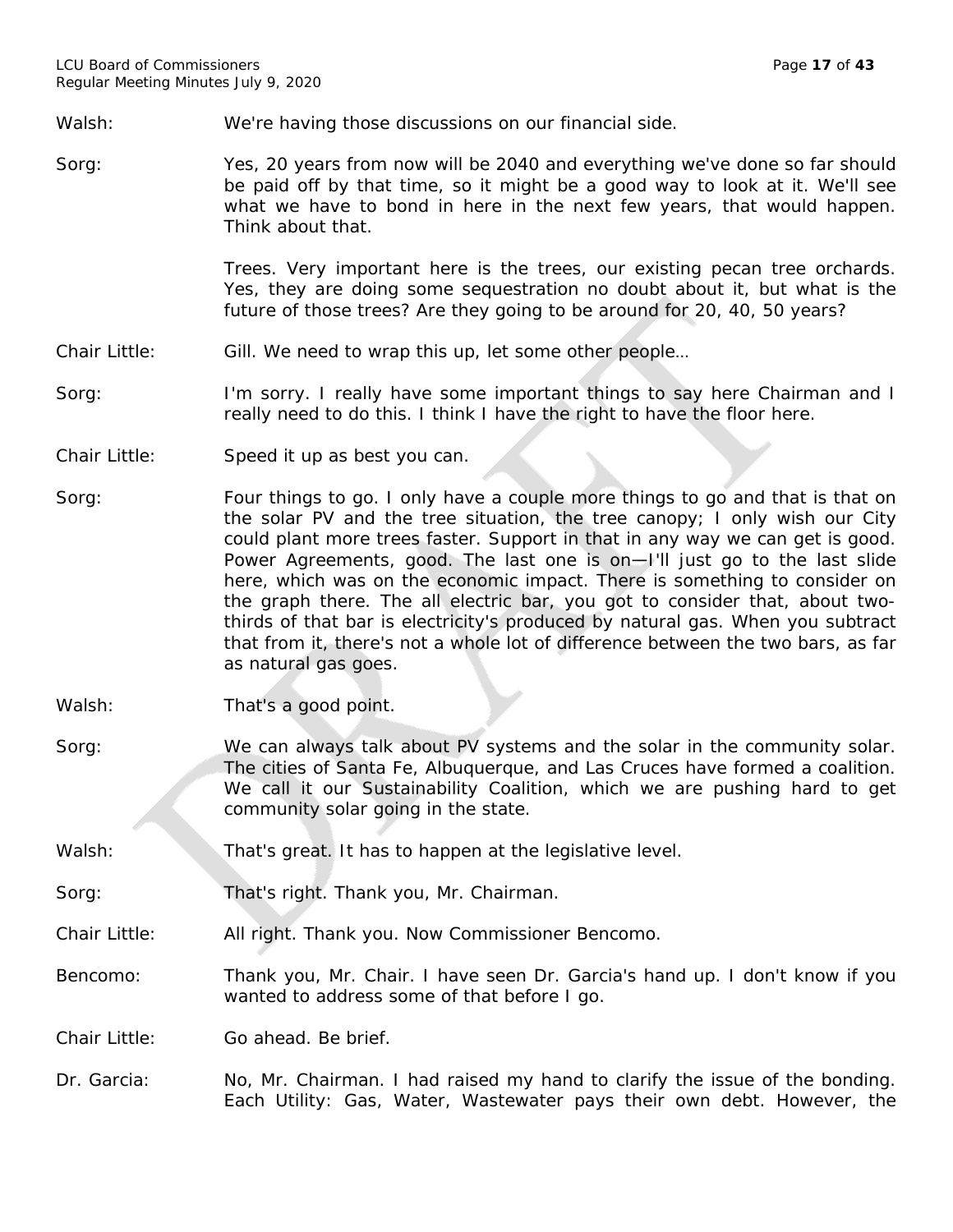Walsh: We're having those discussions on our financial side.

Sorg: Yes, 20 years from now will be 2040 and everything we've done so far should be paid off by that time, so it might be a good way to look at it. We'll see what we have to bond in here in the next few years, that would happen. Think about that.

Trees. Very important here is the trees, our existing pecan tree orchards. Yes, they are doing some sequestration no doubt about it, but what is the future of those trees? Are they going to be around for 20, 40, 50 years?

Chair Little: Gill. We need to wrap this up, let some other people…

Sorg: I'm sorry. I really have some important things to say here Chairman and I really need to do this. I think I have the right to have the floor here.

Chair Little: Speed it up as best you can.

Sorg: Four things to go. I only have a couple more things to go and that is that on the solar PV and the tree situation, the tree canopy; I only wish our City could plant more trees faster. Support in that in any way we can get is good. Power Agreements, good. The last one is on—I'll just go to the last slide here, which was on the economic impact. There is something to consider on the graph there. The all electric bar, you got to consider that, about two-thirds of that bar is electricity's produced by natural gas. When you subtract that from it, there's not a whole lot of difference between the two bars, as far as natural gas goes.

Walsh: That's a good point.

Sorg: We can always talk about PV systems and the solar in the community solar. The cities of Santa Fe, Albuquerque, and Las Cruces have formed a coalition. We call it our Sustainability Coalition, which we are pushing hard to get community solar going in the state.

Walsh: That's great. It has to happen at the legislative level.

Sorg: That's right. Thank you, Mr. Chairman.

Chair Little: All right. Thank you. Now Commissioner Bencomo.

Bencomo: Thank you, Mr. Chair. I have seen Dr. Garcia's hand up. I don't know if you wanted to address some of that before I go.

Chair Little: Go ahead. Be brief.

Dr. Garcia: No, Mr. Chairman. I had raised my hand to clarify the issue of the bonding. Each Utility: Gas, Water, Wastewater pays their own debt. However, the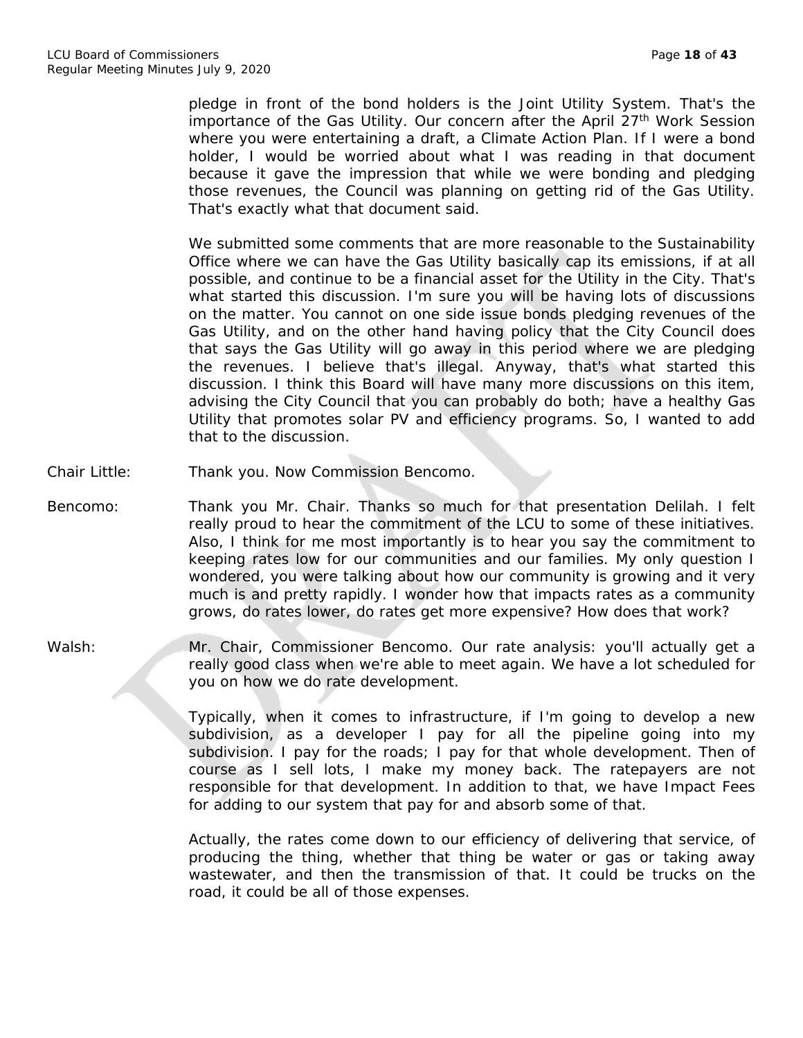pledge in front of the bond holders is the Joint Utility System. That's the importance of the Gas Utility. Our concern after the April 27th Work Session where you were entertaining a draft, a Climate Action Plan. If I were a bond holder, I would be worried about what I was reading in that document because it gave the impression that while we were bonding and pledging those revenues, the Council was planning on getting rid of the Gas Utility. That's exactly what that document said.

We submitted some comments that are more reasonable to the Sustainability Office where we can have the Gas Utility basically cap its emissions, if at all possible, and continue to be a financial asset for the Utility in the City. That's what started this discussion. I'm sure you will be having lots of discussions on the matter. You cannot on one side issue bonds pledging revenues of the Gas Utility, and on the other hand having policy that the City Council does that says the Gas Utility will go away in this period where we are pledging the revenues. I believe that's illegal. Anyway, that's what started this discussion. I think this Board will have many more discussions on this item, advising the City Council that you can probably do both; have a healthy Gas Utility that promotes solar PV and efficiency programs. So, I wanted to add that to the discussion.

Chair Little: Thank you. Now Commission Bencomo.

Bencomo: Thank you Mr. Chair. Thanks so much for that presentation Delilah. I felt really proud to hear the commitment of the LCU to some of these initiatives. Also, I think for me most importantly is to hear you say the commitment to keeping rates low for our communities and our families. My only question I wondered, you were talking about how our community is growing and it very much is and pretty rapidly. I wonder how that impacts rates as a community grows, do rates lower, do rates get more expensive? How does that work?

Walsh: Mr. Chair, Commissioner Bencomo. Our rate analysis: you'll actually get a really good class when we're able to meet again. We have a lot scheduled for you on how we do rate development.

Typically, when it comes to infrastructure, if I'm going to develop a new subdivision, as a developer I pay for all the pipeline going into my subdivision. I pay for the roads; I pay for that whole development. Then of course as I sell lots, I make my money back. The ratepayers are not responsible for that development. In addition to that, we have Impact Fees for adding to our system that pay for and absorb some of that.

Actually, the rates come down to our efficiency of delivering that service, of producing the thing, whether that thing be water or gas or taking away wastewater, and then the transmission of that. It could be trucks on the road, it could be all of those expenses.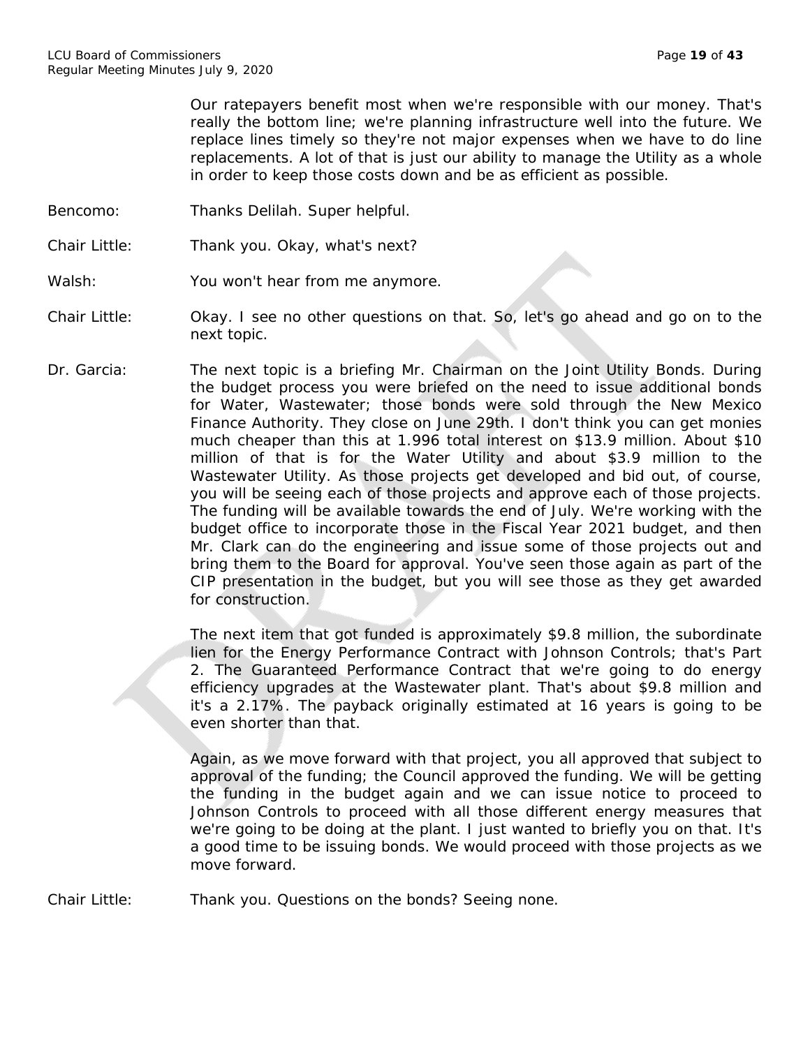Our ratepayers benefit most when we're responsible with our money. That's really the bottom line; we're planning infrastructure well into the future. We replace lines timely so they're not major expenses when we have to do line replacements. A lot of that is just our ability to manage the Utility as a whole in order to keep those costs down and be as efficient as possible.

Bencomo: Thanks Delilah. Super helpful.

Chair Little: Thank you. Okay, what's next?

Walsh: You won't hear from me anymore.

Chair Little: Okay. I see no other questions on that. So, let's go ahead and go on to the next topic.

Dr. Garcia: The next topic is a briefing Mr. Chairman on the Joint Utility Bonds. During the budget process you were briefed on the need to issue additional bonds for Water, Wastewater; those bonds were sold through the New Mexico Finance Authority. They close on June 29th. I don't think you can get monies much cheaper than this at 1.996 total interest on $13.9 million. About $10 million of that is for the Water Utility and about $3.9 million to the Wastewater Utility. As those projects get developed and bid out, of course, you will be seeing each of those projects and approve each of those projects. The funding will be available towards the end of July. We're working with the budget office to incorporate those in the Fiscal Year 2021 budget, and then Mr. Clark can do the engineering and issue some of those projects out and bring them to the Board for approval. You've seen those again as part of the CIP presentation in the budget, but you will see those as they get awarded for construction.

The next item that got funded is approximately $9.8 million, the subordinate lien for the Energy Performance Contract with Johnson Controls; that's Part 2. The Guaranteed Performance Contract that we're going to do energy efficiency upgrades at the Wastewater plant. That's about $9.8 million and it's a 2.17%. The payback originally estimated at 16 years is going to be even shorter than that.

Again, as we move forward with that project, you all approved that subject to approval of the funding; the Council approved the funding. We will be getting the funding in the budget again and we can issue notice to proceed to Johnson Controls to proceed with all those different energy measures that we're going to be doing at the plant. I just wanted to briefly you on that. It's a good time to be issuing bonds. We would proceed with those projects as we move forward.

Chair Little: Thank you. Questions on the bonds? Seeing none.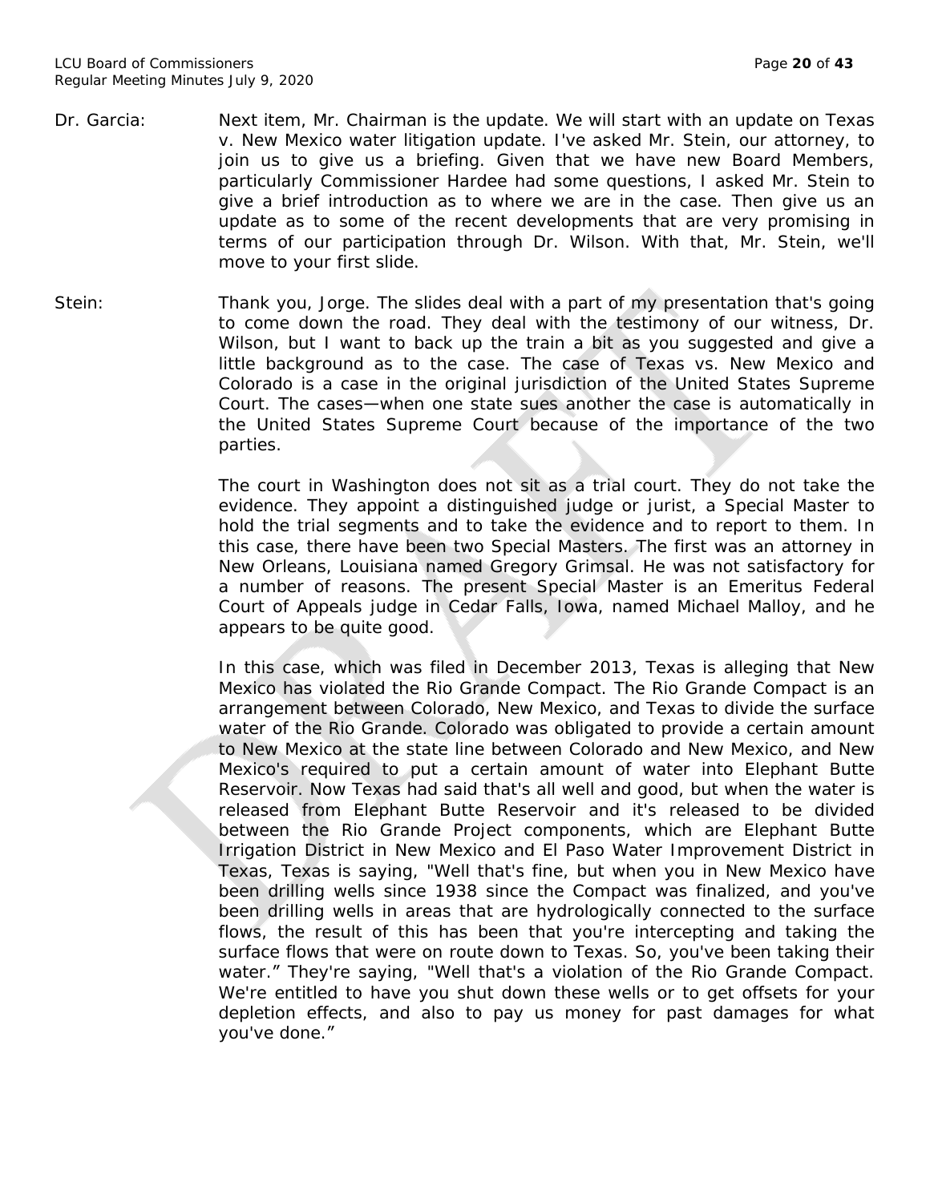Dr. Garcia: Next item, Mr. Chairman is the update. We will start with an update on Texas v. New Mexico water litigation update. I've asked Mr. Stein, our attorney, to join us to give us a briefing. Given that we have new Board Members, particularly Commissioner Hardee had some questions, I asked Mr. Stein to give a brief introduction as to where we are in the case. Then give us an update as to some of the recent developments that are very promising in terms of our participation through Dr. Wilson. With that, Mr. Stein, we'll move to your first slide.

Stein: Thank you, Jorge. The slides deal with a part of my presentation that's going to come down the road. They deal with the testimony of our witness, Dr. Wilson, but I want to back up the train a bit as you suggested and give a little background as to the case. The case of Texas vs. New Mexico and Colorado is a case in the original jurisdiction of the United States Supreme Court. The cases—when one state sues another the case is automatically in the United States Supreme Court because of the importance of the two parties.

The court in Washington does not sit as a trial court. They do not take the evidence. They appoint a distinguished judge or jurist, a Special Master to hold the trial segments and to take the evidence and to report to them. In this case, there have been two Special Masters. The first was an attorney in New Orleans, Louisiana named Gregory Grimsal. He was not satisfactory for a number of reasons. The present Special Master is an Emeritus Federal Court of Appeals judge in Cedar Falls, Iowa, named Michael Malloy, and he appears to be quite good.

In this case, which was filed in December 2013, Texas is alleging that New Mexico has violated the Rio Grande Compact. The Rio Grande Compact is an arrangement between Colorado, New Mexico, and Texas to divide the surface water of the Rio Grande. Colorado was obligated to provide a certain amount to New Mexico at the state line between Colorado and New Mexico, and New Mexico's required to put a certain amount of water into Elephant Butte Reservoir. Now Texas had said that's all well and good, but when the water is released from Elephant Butte Reservoir and it's released to be divided between the Rio Grande Project components, which are Elephant Butte Irrigation District in New Mexico and El Paso Water Improvement District in Texas, Texas is saying, "Well that's fine, but when you in New Mexico have been drilling wells since 1938 since the Compact was finalized, and you've been drilling wells in areas that are hydrologically connected to the surface flows, the result of this has been that you're intercepting and taking the surface flows that were on route down to Texas. So, you've been taking their water." They're saying, "Well that's a violation of the Rio Grande Compact. We're entitled to have you shut down these wells or to get offsets for your depletion effects, and also to pay us money for past damages for what you've done."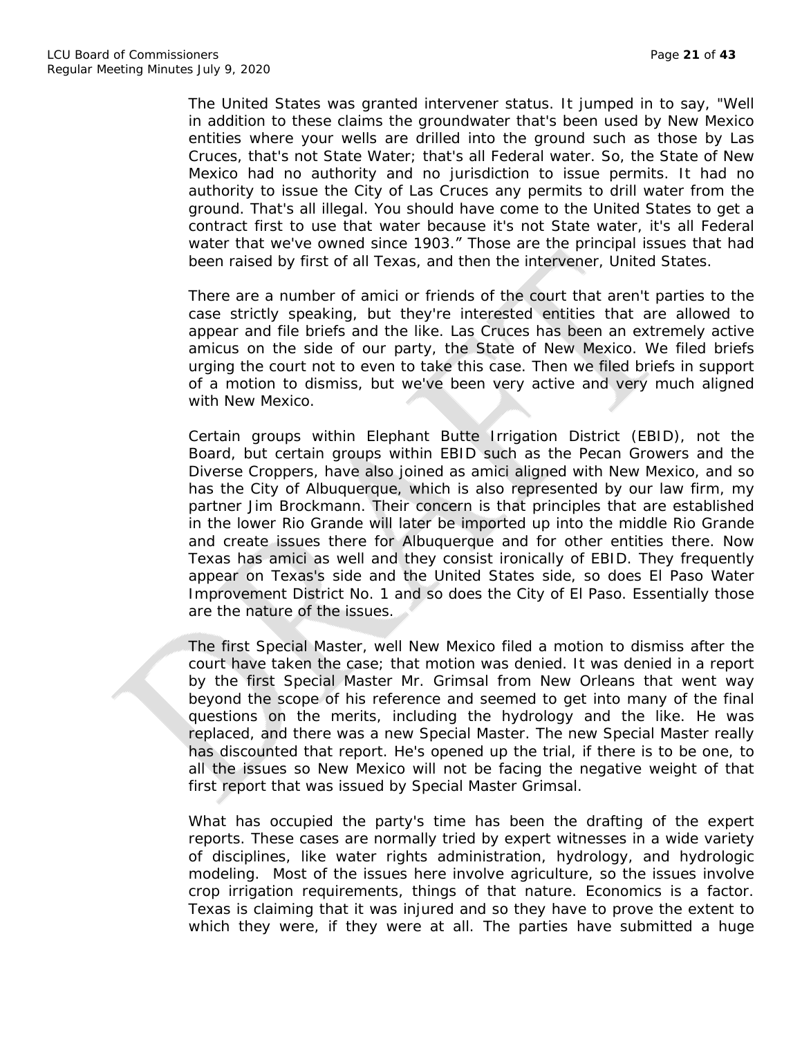The United States was granted intervener status. It jumped in to say, "Well in addition to these claims the groundwater that's been used by New Mexico entities where your wells are drilled into the ground such as those by Las Cruces, that's not State Water; that's all Federal water. So, the State of New Mexico had no authority and no jurisdiction to issue permits. It had no authority to issue the City of Las Cruces any permits to drill water from the ground. That's all illegal. You should have come to the United States to get a contract first to use that water because it's not State water, it's all Federal water that we've owned since 1903." Those are the principal issues that had been raised by first of all Texas, and then the intervener, United States.

There are a number of amici or friends of the court that aren't parties to the case strictly speaking, but they're interested entities that are allowed to appear and file briefs and the like. Las Cruces has been an extremely active amicus on the side of our party, the State of New Mexico. We filed briefs urging the court not to even to take this case. Then we filed briefs in support of a motion to dismiss, but we've been very active and very much aligned with New Mexico.

Certain groups within Elephant Butte Irrigation District (EBID), not the Board, but certain groups within EBID such as the Pecan Growers and the Diverse Croppers, have also joined as amici aligned with New Mexico, and so has the City of Albuquerque, which is also represented by our law firm, my partner Jim Brockmann. Their concern is that principles that are established in the lower Rio Grande will later be imported up into the middle Rio Grande and create issues there for Albuquerque and for other entities there. Now Texas has amici as well and they consist ironically of EBID. They frequently appear on Texas's side and the United States side, so does El Paso Water Improvement District No. 1 and so does the City of El Paso. Essentially those are the nature of the issues.

The first Special Master, well New Mexico filed a motion to dismiss after the court have taken the case; that motion was denied. It was denied in a report by the first Special Master Mr. Grimsal from New Orleans that went way beyond the scope of his reference and seemed to get into many of the final questions on the merits, including the hydrology and the like. He was replaced, and there was a new Special Master. The new Special Master really has discounted that report. He's opened up the trial, if there is to be one, to all the issues so New Mexico will not be facing the negative weight of that first report that was issued by Special Master Grimsal.

What has occupied the party's time has been the drafting of the expert reports. These cases are normally tried by expert witnesses in a wide variety of disciplines, like water rights administration, hydrology, and hydrologic modeling. Most of the issues here involve agriculture, so the issues involve crop irrigation requirements, things of that nature. Economics is a factor. Texas is claiming that it was injured and so they have to prove the extent to which they were, if they were at all. The parties have submitted a huge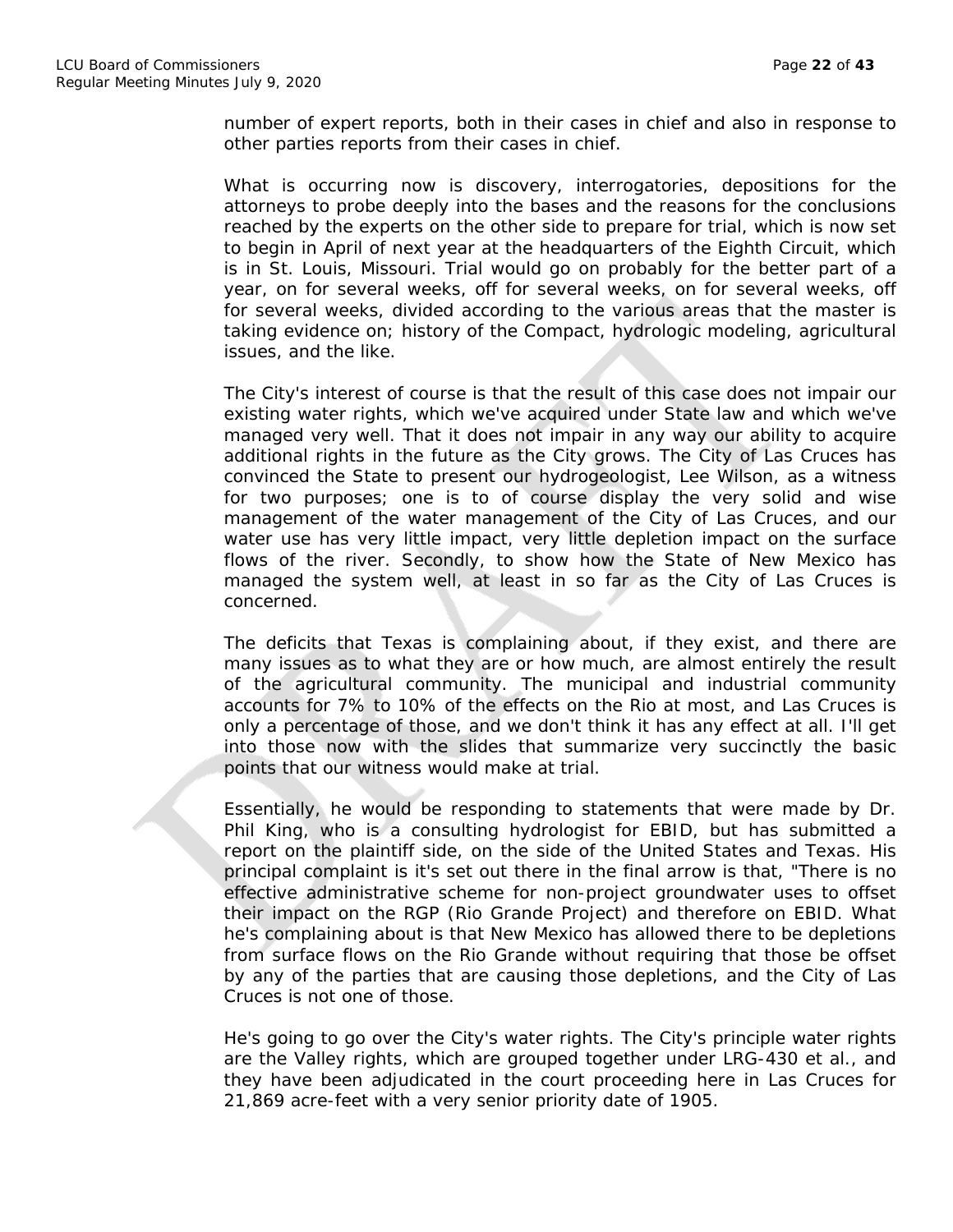number of expert reports, both in their cases in chief and also in response to other parties reports from their cases in chief.

What is occurring now is discovery, interrogatories, depositions for the attorneys to probe deeply into the bases and the reasons for the conclusions reached by the experts on the other side to prepare for trial, which is now set to begin in April of next year at the headquarters of the Eighth Circuit, which is in St. Louis, Missouri. Trial would go on probably for the better part of a year, on for several weeks, off for several weeks, on for several weeks, off for several weeks, divided according to the various areas that the master is taking evidence on; history of the Compact, hydrologic modeling, agricultural issues, and the like.

The City's interest of course is that the result of this case does not impair our existing water rights, which we've acquired under State law and which we've managed very well. That it does not impair in any way our ability to acquire additional rights in the future as the City grows. The City of Las Cruces has convinced the State to present our hydrogeologist, Lee Wilson, as a witness for two purposes; one is to of course display the very solid and wise management of the water management of the City of Las Cruces, and our water use has very little impact, very little depletion impact on the surface flows of the river. Secondly, to show how the State of New Mexico has managed the system well, at least in so far as the City of Las Cruces is concerned.

The deficits that Texas is complaining about, if they exist, and there are many issues as to what they are or how much, are almost entirely the result of the agricultural community. The municipal and industrial community accounts for 7% to 10% of the effects on the Rio at most, and Las Cruces is only a percentage of those, and we don't think it has any effect at all. I'll get into those now with the slides that summarize very succinctly the basic points that our witness would make at trial.

Essentially, he would be responding to statements that were made by Dr. Phil King, who is a consulting hydrologist for EBID, but has submitted a report on the plaintiff side, on the side of the United States and Texas. His principal complaint is it's set out there in the final arrow is that, "There is no effective administrative scheme for non-project groundwater uses to offset their impact on the RGP (Rio Grande Project) and therefore on EBID. What he's complaining about is that New Mexico has allowed there to be depletions from surface flows on the Rio Grande without requiring that those be offset by any of the parties that are causing those depletions, and the City of Las Cruces is not one of those.

He's going to go over the City's water rights. The City's principle water rights are the Valley rights, which are grouped together under LRG-430 et al., and they have been adjudicated in the court proceeding here in Las Cruces for 21,869 acre-feet with a very senior priority date of 1905.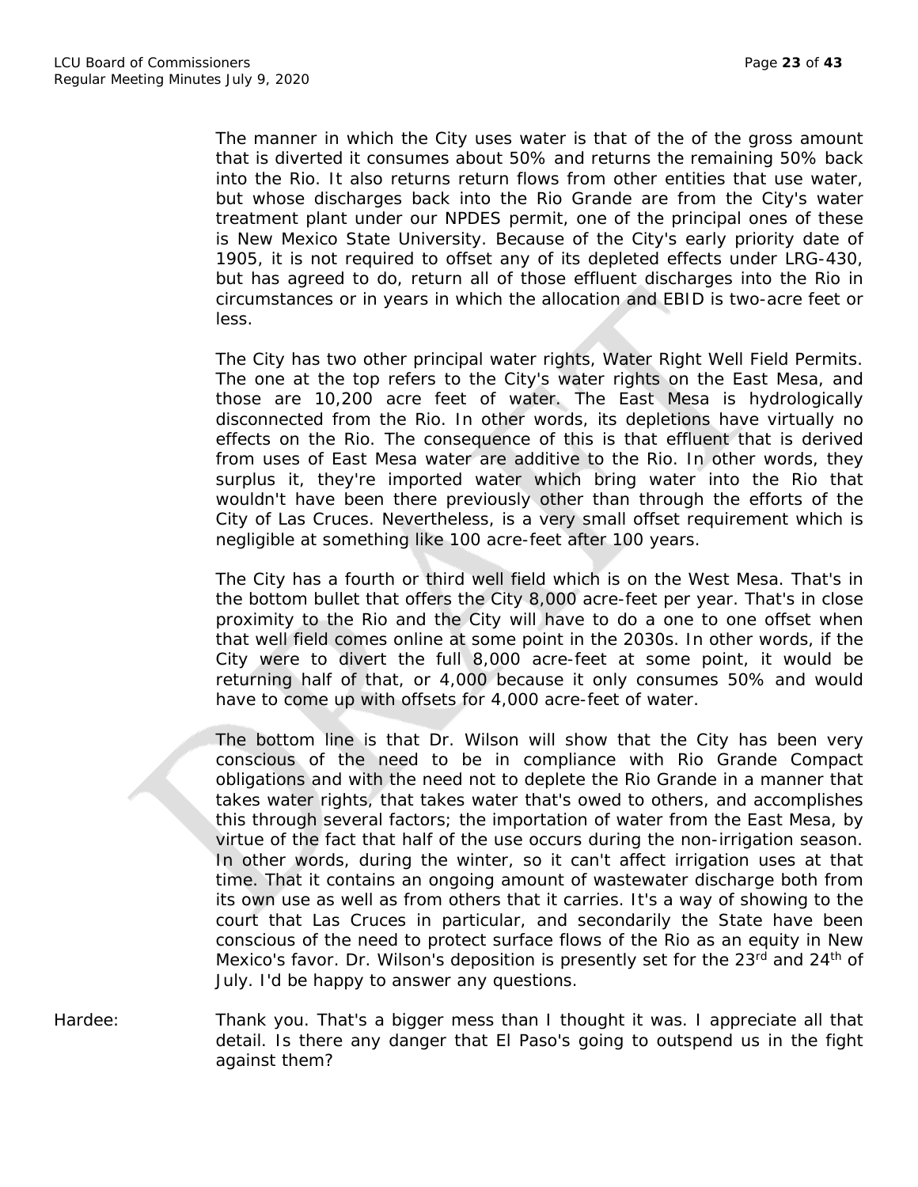The manner in which the City uses water is that of the of the gross amount that is diverted it consumes about 50% and returns the remaining 50% back into the Rio. It also returns return flows from other entities that use water, but whose discharges back into the Rio Grande are from the City's water treatment plant under our NPDES permit, one of the principal ones of these is New Mexico State University. Because of the City's early priority date of 1905, it is not required to offset any of its depleted effects under LRG-430, but has agreed to do, return all of those effluent discharges into the Rio in circumstances or in years in which the allocation and EBID is two-acre feet or less.

The City has two other principal water rights, Water Right Well Field Permits. The one at the top refers to the City's water rights on the East Mesa, and those are 10,200 acre feet of water. The East Mesa is hydrologically disconnected from the Rio. In other words, its depletions have virtually no effects on the Rio. The consequence of this is that effluent that is derived from uses of East Mesa water are additive to the Rio. In other words, they surplus it, they're imported water which bring water into the Rio that wouldn't have been there previously other than through the efforts of the City of Las Cruces. Nevertheless, is a very small offset requirement which is negligible at something like 100 acre-feet after 100 years.

The City has a fourth or third well field which is on the West Mesa. That's in the bottom bullet that offers the City 8,000 acre-feet per year. That's in close proximity to the Rio and the City will have to do a one to one offset when that well field comes online at some point in the 2030s. In other words, if the City were to divert the full 8,000 acre-feet at some point, it would be returning half of that, or 4,000 because it only consumes 50% and would have to come up with offsets for 4,000 acre-feet of water.

The bottom line is that Dr. Wilson will show that the City has been very conscious of the need to be in compliance with Rio Grande Compact obligations and with the need not to deplete the Rio Grande in a manner that takes water rights, that takes water that's owed to others, and accomplishes this through several factors; the importation of water from the East Mesa, by virtue of the fact that half of the use occurs during the non-irrigation season. In other words, during the winter, so it can't affect irrigation uses at that time. That it contains an ongoing amount of wastewater discharge both from its own use as well as from others that it carries. It's a way of showing to the court that Las Cruces in particular, and secondarily the State have been conscious of the need to protect surface flows of the Rio as an equity in New Mexico's favor. Dr. Wilson's deposition is presently set for the 23rd and 24th of July. I'd be happy to answer any questions.

Hardee: Thank you. That's a bigger mess than I thought it was. I appreciate all that detail. Is there any danger that El Paso's going to outspend us in the fight against them?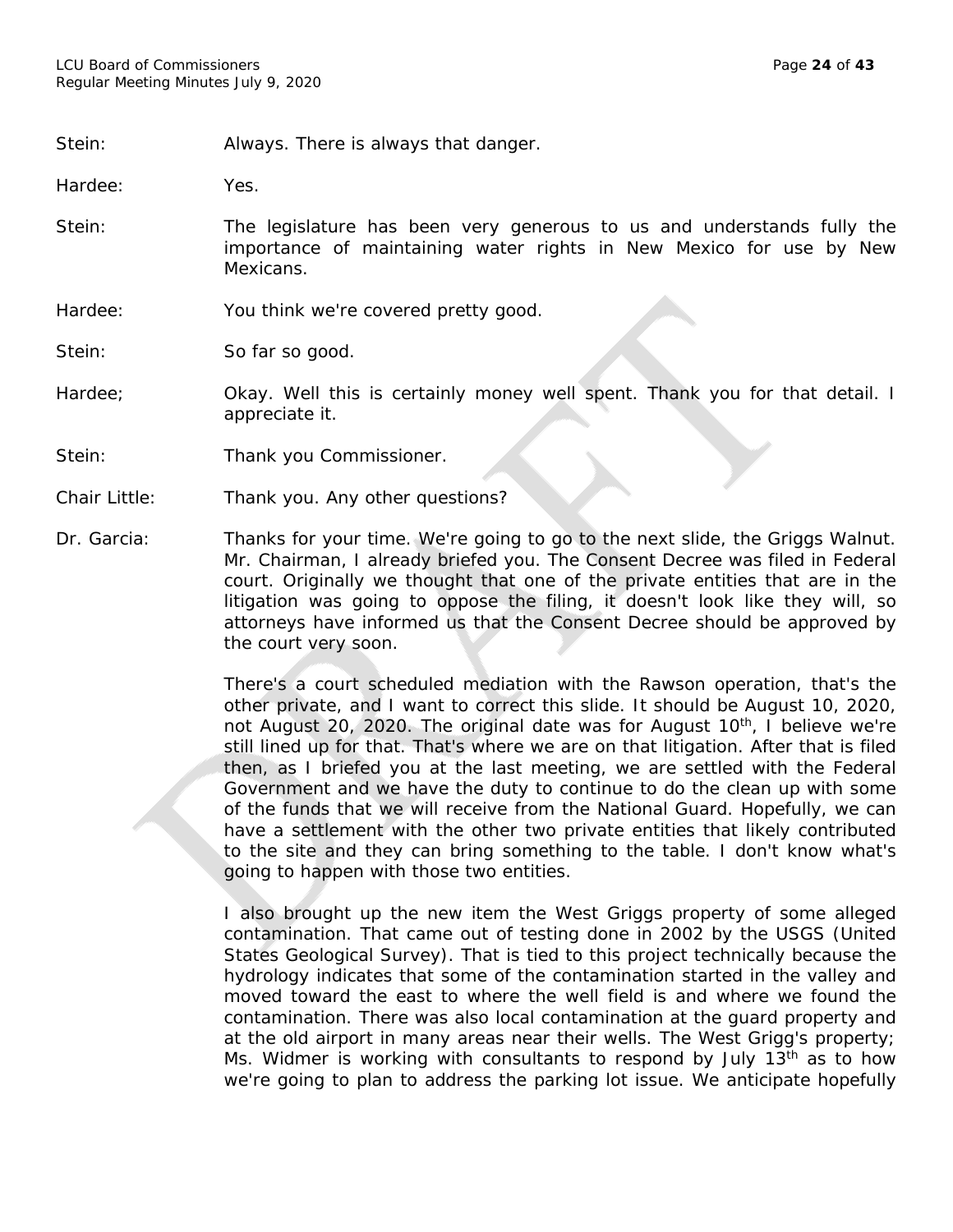Stein: Always. There is always that danger.

Hardee: Yes.

Stein: The legislature has been very generous to us and understands fully the importance of maintaining water rights in New Mexico for use by New Mexicans.

Hardee: You think we're covered pretty good.

Stein: So far so good.

Hardee; Okay. Well this is certainly money well spent. Thank you for that detail. I appreciate it.

Stein: Thank you Commissioner.

Chair Little: Thank you. Any other questions?

Dr. Garcia: Thanks for your time. We're going to go to the next slide, the Griggs Walnut. Mr. Chairman, I already briefed you. The Consent Decree was filed in Federal court. Originally we thought that one of the private entities that are in the litigation was going to oppose the filing, it doesn't look like they will, so attorneys have informed us that the Consent Decree should be approved by the court very soon.

There's a court scheduled mediation with the Rawson operation, that's the other private, and I want to correct this slide. It should be August 10, 2020, not August 20, 2020. The original date was for August 10th, I believe we're still lined up for that. That's where we are on that litigation. After that is filed then, as I briefed you at the last meeting, we are settled with the Federal Government and we have the duty to continue to do the clean up with some of the funds that we will receive from the National Guard. Hopefully, we can have a settlement with the other two private entities that likely contributed to the site and they can bring something to the table. I don't know what's going to happen with those two entities.

I also brought up the new item the West Griggs property of some alleged contamination. That came out of testing done in 2002 by the USGS (United States Geological Survey). That is tied to this project technically because the hydrology indicates that some of the contamination started in the valley and moved toward the east to where the well field is and where we found the contamination. There was also local contamination at the guard property and at the old airport in many areas near their wells. The West Grigg's property; Ms. Widmer is working with consultants to respond by July 13th as to how we're going to plan to address the parking lot issue. We anticipate hopefully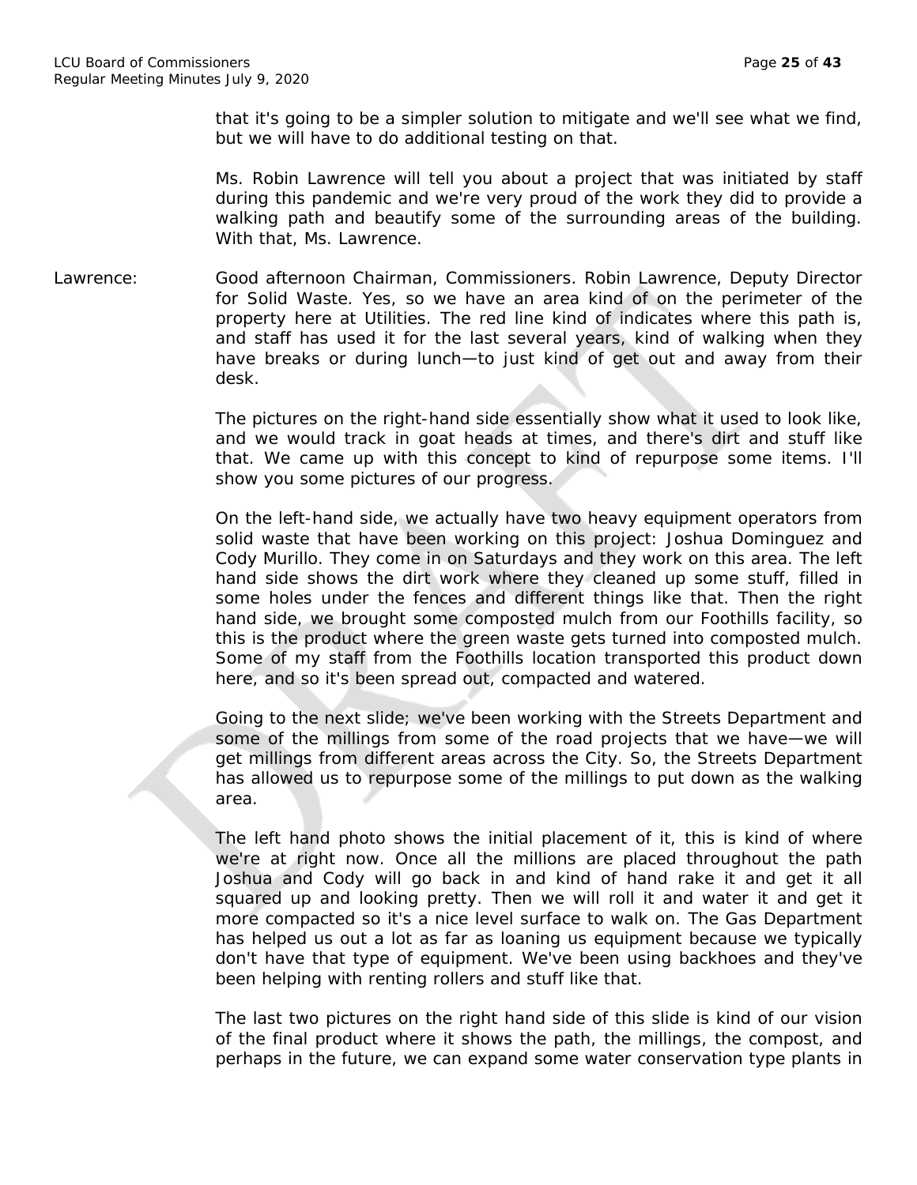that it's going to be a simpler solution to mitigate and we'll see what we find, but we will have to do additional testing on that.

Ms. Robin Lawrence will tell you about a project that was initiated by staff during this pandemic and we're very proud of the work they did to provide a walking path and beautify some of the surrounding areas of the building. With that, Ms. Lawrence.

Lawrence: Good afternoon Chairman, Commissioners. Robin Lawrence, Deputy Director for Solid Waste. Yes, so we have an area kind of on the perimeter of the property here at Utilities. The red line kind of indicates where this path is, and staff has used it for the last several years, kind of walking when they have breaks or during lunch—to just kind of get out and away from their desk.

The pictures on the right-hand side essentially show what it used to look like, and we would track in goat heads at times, and there's dirt and stuff like that. We came up with this concept to kind of repurpose some items. I'll show you some pictures of our progress.

On the left-hand side, we actually have two heavy equipment operators from solid waste that have been working on this project: Joshua Dominguez and Cody Murillo. They come in on Saturdays and they work on this area. The left hand side shows the dirt work where they cleaned up some stuff, filled in some holes under the fences and different things like that. Then the right hand side, we brought some composted mulch from our Foothills facility, so this is the product where the green waste gets turned into composted mulch. Some of my staff from the Foothills location transported this product down here, and so it's been spread out, compacted and watered.

Going to the next slide; we've been working with the Streets Department and some of the millings from some of the road projects that we have—we will get millings from different areas across the City. So, the Streets Department has allowed us to repurpose some of the millings to put down as the walking area.

The left hand photo shows the initial placement of it, this is kind of where we're at right now. Once all the millions are placed throughout the path Joshua and Cody will go back in and kind of hand rake it and get it all squared up and looking pretty. Then we will roll it and water it and get it more compacted so it's a nice level surface to walk on. The Gas Department has helped us out a lot as far as loaning us equipment because we typically don't have that type of equipment. We've been using backhoes and they've been helping with renting rollers and stuff like that.

The last two pictures on the right hand side of this slide is kind of our vision of the final product where it shows the path, the millings, the compost, and perhaps in the future, we can expand some water conservation type plants in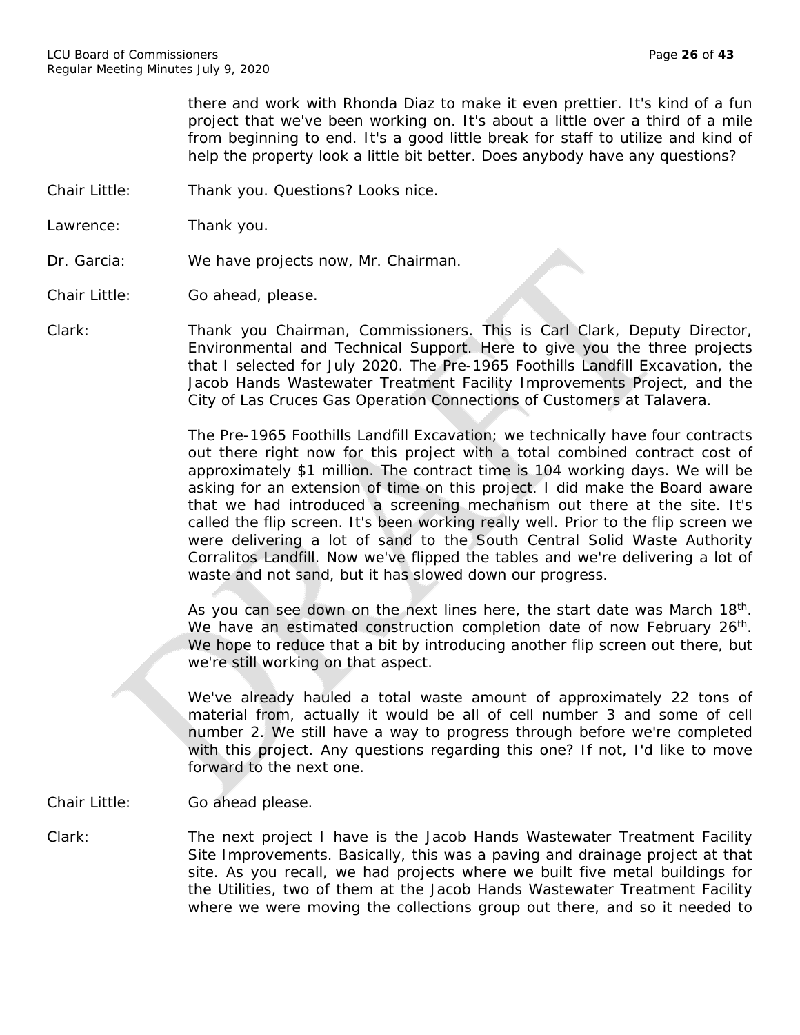there and work with Rhonda Diaz to make it even prettier. It's kind of a fun project that we've been working on. It's about a little over a third of a mile from beginning to end. It's a good little break for staff to utilize and kind of help the property look a little bit better. Does anybody have any questions?

Chair Little: Thank you. Questions? Looks nice.

Lawrence: Thank you.

Dr. Garcia: We have projects now, Mr. Chairman.

Chair Little: Go ahead, please.

Clark: Thank you Chairman, Commissioners. This is Carl Clark, Deputy Director, Environmental and Technical Support. Here to give you the three projects that I selected for July 2020. The Pre-1965 Foothills Landfill Excavation, the Jacob Hands Wastewater Treatment Facility Improvements Project, and the City of Las Cruces Gas Operation Connections of Customers at Talavera.

The Pre-1965 Foothills Landfill Excavation; we technically have four contracts out there right now for this project with a total combined contract cost of approximately $1 million. The contract time is 104 working days. We will be asking for an extension of time on this project. I did make the Board aware that we had introduced a screening mechanism out there at the site. It's called the flip screen. It's been working really well. Prior to the flip screen we were delivering a lot of sand to the South Central Solid Waste Authority Corralitos Landfill. Now we've flipped the tables and we're delivering a lot of waste and not sand, but it has slowed down our progress.

As you can see down on the next lines here, the start date was March 18th. We have an estimated construction completion date of now February 26th. We hope to reduce that a bit by introducing another flip screen out there, but we're still working on that aspect.

We've already hauled a total waste amount of approximately 22 tons of material from, actually it would be all of cell number 3 and some of cell number 2. We still have a way to progress through before we're completed with this project. Any questions regarding this one? If not, I'd like to move forward to the next one.

Chair Little: Go ahead please.

Clark: The next project I have is the Jacob Hands Wastewater Treatment Facility Site Improvements. Basically, this was a paving and drainage project at that site. As you recall, we had projects where we built five metal buildings for the Utilities, two of them at the Jacob Hands Wastewater Treatment Facility where we were moving the collections group out there, and so it needed to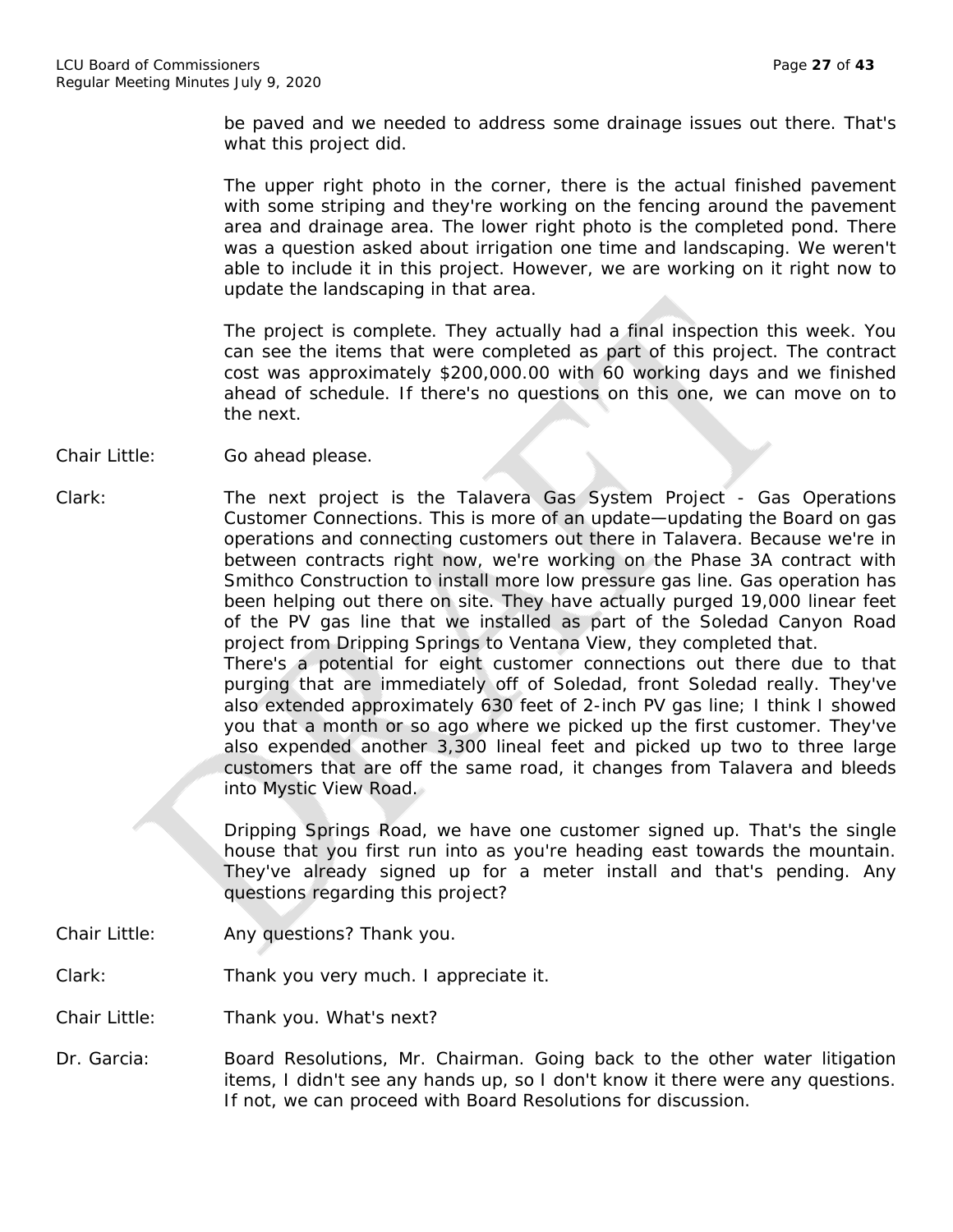be paved and we needed to address some drainage issues out there. That's what this project did.

The upper right photo in the corner, there is the actual finished pavement with some striping and they're working on the fencing around the pavement area and drainage area. The lower right photo is the completed pond. There was a question asked about irrigation one time and landscaping. We weren't able to include it in this project. However, we are working on it right now to update the landscaping in that area.

The project is complete. They actually had a final inspection this week. You can see the items that were completed as part of this project. The contract cost was approximately $200,000.00 with 60 working days and we finished ahead of schedule. If there's no questions on this one, we can move on to the next.

Chair Little: Go ahead please.

Clark: The next project is the Talavera Gas System Project - Gas Operations Customer Connections. This is more of an update—updating the Board on gas operations and connecting customers out there in Talavera. Because we're in between contracts right now, we're working on the Phase 3A contract with Smithco Construction to install more low pressure gas line. Gas operation has been helping out there on site. They have actually purged 19,000 linear feet of the PV gas line that we installed as part of the Soledad Canyon Road project from Dripping Springs to Ventana View, they completed that.
There's a potential for eight customer connections out there due to that purging that are immediately off of Soledad, front Soledad really. They've also extended approximately 630 feet of 2-inch PV gas line; I think I showed you that a month or so ago where we picked up the first customer. They've also expended another 3,300 lineal feet and picked up two to three large customers that are off the same road, it changes from Talavera and bleeds into Mystic View Road.

Dripping Springs Road, we have one customer signed up. That's the single house that you first run into as you're heading east towards the mountain. They've already signed up for a meter install and that's pending. Any questions regarding this project?

Chair Little: Any questions? Thank you.

Clark: Thank you very much. I appreciate it.

Chair Little: Thank you. What's next?

Dr. Garcia: Board Resolutions, Mr. Chairman. Going back to the other water litigation items, I didn't see any hands up, so I don't know it there were any questions. If not, we can proceed with Board Resolutions for discussion.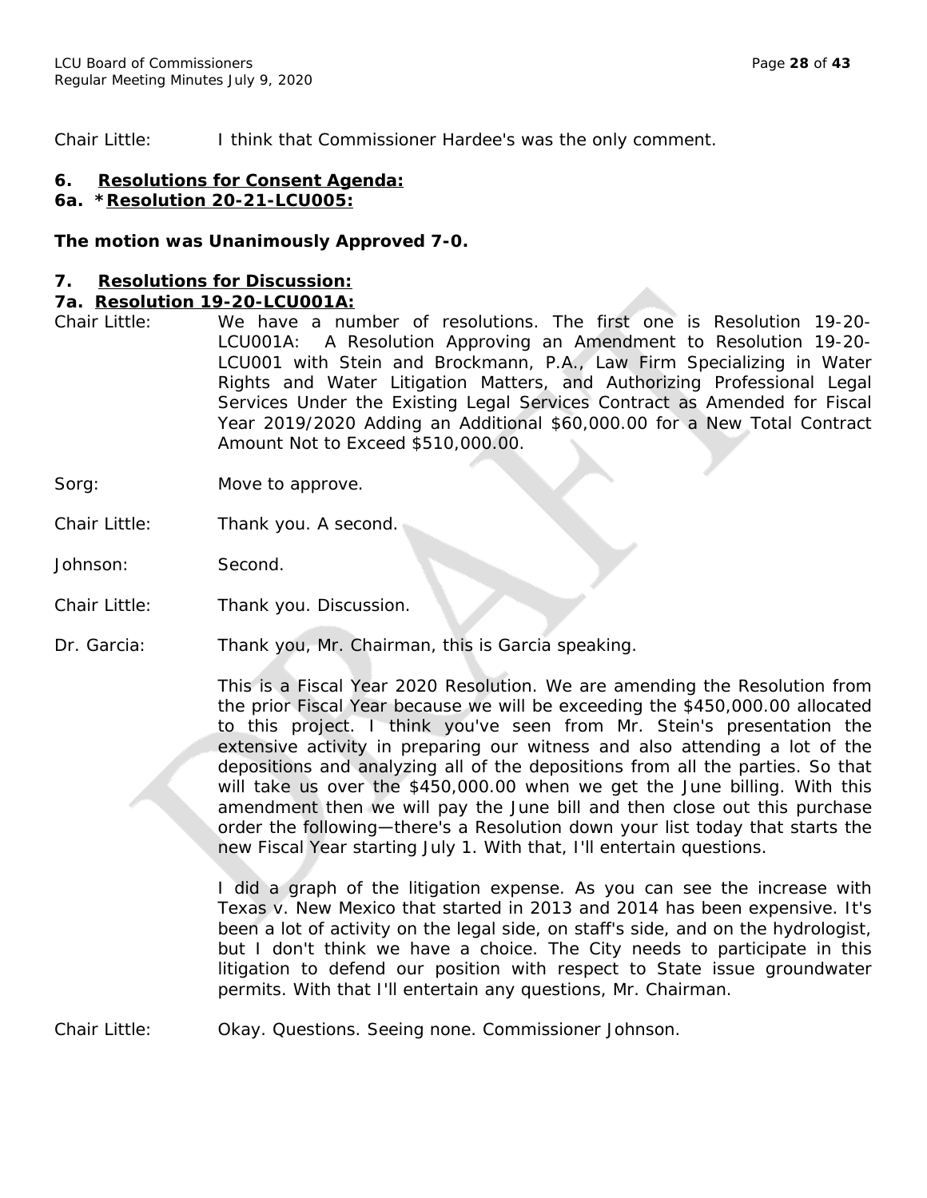Chair Little: I think that Commissioner Hardee's was the only comment.

## 6. Resolutions for Consent Agenda:

### 6a. *Resolution 20-21-LCU005:

**The motion was Unanimously Approved 7-0.**

## 7. Resolutions for Discussion:

### 7a. Resolution 19-20-LCU001A:

Chair Little: We have a number of resolutions. The first one is Resolution 19-20-LCU001A: A Resolution Approving an Amendment to Resolution 19-20-LCU001 with Stein and Brockmann, P.A., Law Firm Specializing in Water Rights and Water Litigation Matters, and Authorizing Professional Legal Services Under the Existing Legal Services Contract as Amended for Fiscal Year 2019/2020 Adding an Additional $60,000.00 for a New Total Contract Amount Not to Exceed $510,000.00.

Sorg: Move to approve.

Chair Little: Thank you. A second.

Johnson: Second.

Chair Little: Thank you. Discussion.

Dr. Garcia: Thank you, Mr. Chairman, this is Garcia speaking.

This is a Fiscal Year 2020 Resolution. We are amending the Resolution from the prior Fiscal Year because we will be exceeding the $450,000.00 allocated to this project. I think you've seen from Mr. Stein's presentation the extensive activity in preparing our witness and also attending a lot of the depositions and analyzing all of the depositions from all the parties. So that will take us over the $450,000.00 when we get the June billing. With this amendment then we will pay the June bill and then close out this purchase order the following—there's a Resolution down your list today that starts the new Fiscal Year starting July 1. With that, I'll entertain questions.

I did a graph of the litigation expense. As you can see the increase with Texas v. New Mexico that started in 2013 and 2014 has been expensive. It's been a lot of activity on the legal side, on staff's side, and on the hydrologist, but I don't think we have a choice. The City needs to participate in this litigation to defend our position with respect to State issue groundwater permits. With that I'll entertain any questions, Mr. Chairman.

Chair Little: Okay. Questions. Seeing none. Commissioner Johnson.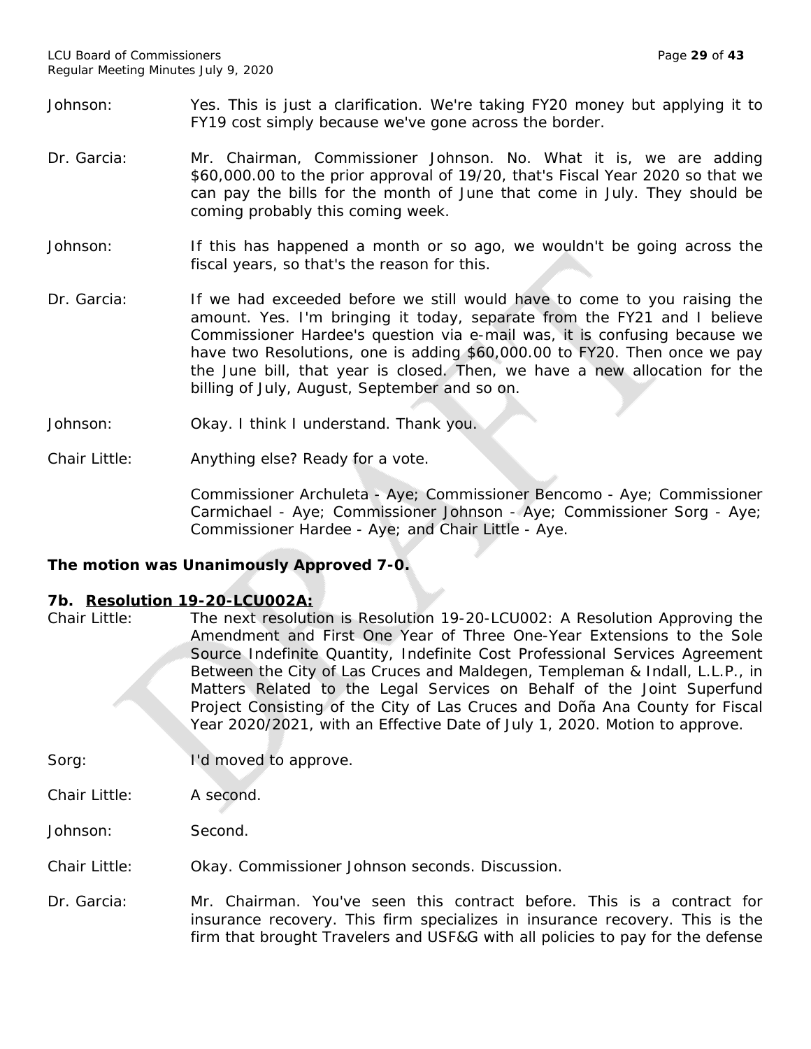Johnson: Yes. This is just a clarification. We're taking FY20 money but applying it to FY19 cost simply because we've gone across the border.

Dr. Garcia: Mr. Chairman, Commissioner Johnson. No. What it is, we are adding $60,000.00 to the prior approval of 19/20, that's Fiscal Year 2020 so that we can pay the bills for the month of June that come in July. They should be coming probably this coming week.

Johnson: If this has happened a month or so ago, we wouldn't be going across the fiscal years, so that's the reason for this.

Dr. Garcia: If we had exceeded before we still would have to come to you raising the amount. Yes. I'm bringing it today, separate from the FY21 and I believe Commissioner Hardee's question via e-mail was, it is confusing because we have two Resolutions, one is adding $60,000.00 to FY20. Then once we pay the June bill, that year is closed. Then, we have a new allocation for the billing of July, August, September and so on.

Johnson: Okay. I think I understand. Thank you.

Chair Little: Anything else? Ready for a vote.

Commissioner Archuleta - Aye; Commissioner Bencomo - Aye; Commissioner Carmichael - Aye; Commissioner Johnson - Aye; Commissioner Sorg - Aye; Commissioner Hardee - Aye; and Chair Little - Aye.

**The motion was Unanimously Approved 7-0.**

**7b. Resolution 19-20-LCU002A:**

Chair Little: The next resolution is Resolution 19-20-LCU002: A Resolution Approving the Amendment and First One Year of Three One-Year Extensions to the Sole Source Indefinite Quantity, Indefinite Cost Professional Services Agreement Between the City of Las Cruces and Maldegen, Templeman & Indall, L.L.P., in Matters Related to the Legal Services on Behalf of the Joint Superfund Project Consisting of the City of Las Cruces and Doña Ana County for Fiscal Year 2020/2021, with an Effective Date of July 1, 2020. Motion to approve.

Sorg: I'd moved to approve.

Chair Little: A second.

Johnson: Second.

Chair Little: Okay. Commissioner Johnson seconds. Discussion.

Dr. Garcia: Mr. Chairman. You've seen this contract before. This is a contract for insurance recovery. This firm specializes in insurance recovery. This is the firm that brought Travelers and USF&G with all policies to pay for the defense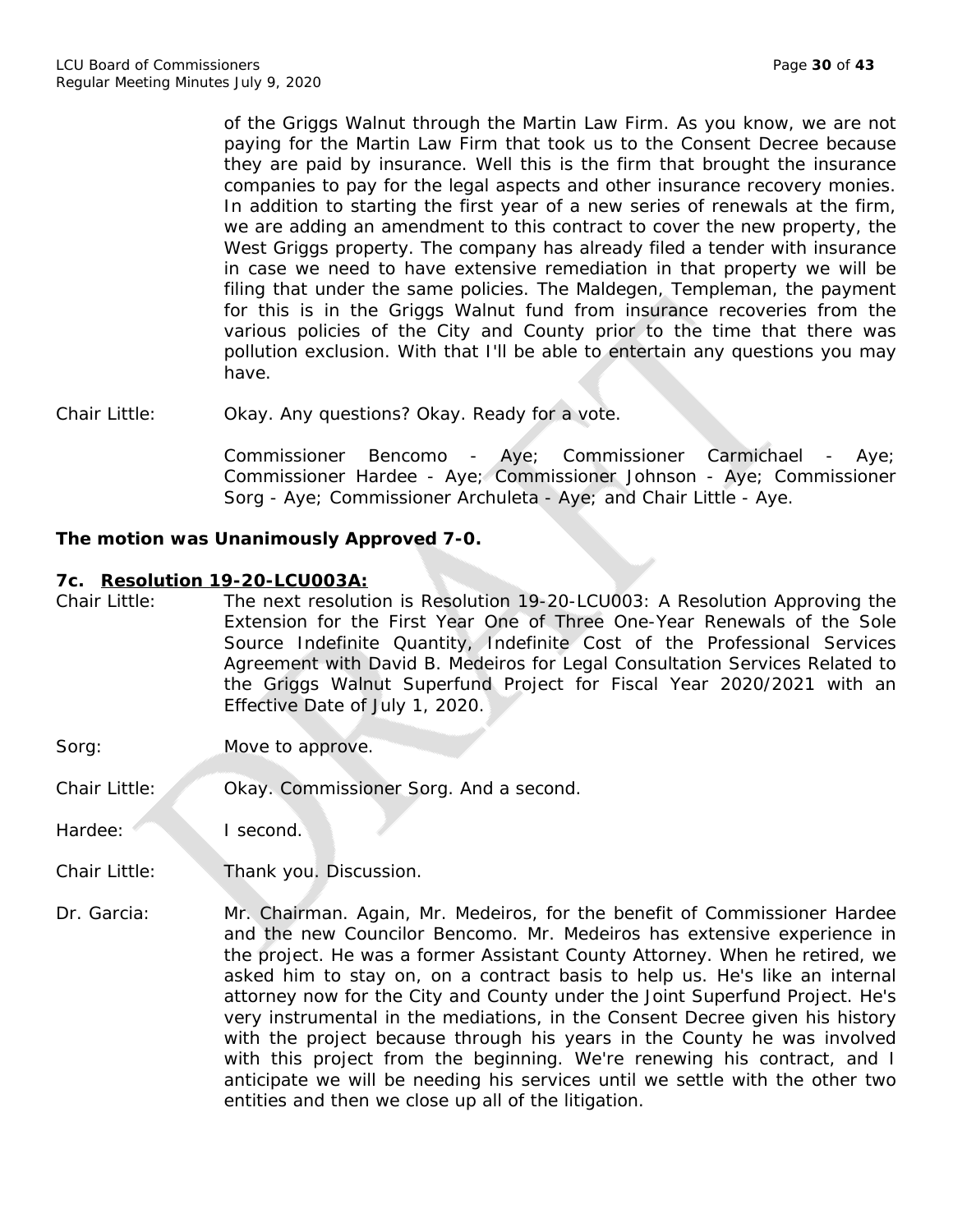of the Griggs Walnut through the Martin Law Firm. As you know, we are not paying for the Martin Law Firm that took us to the Consent Decree because they are paid by insurance. Well this is the firm that brought the insurance companies to pay for the legal aspects and other insurance recovery monies. In addition to starting the first year of a new series of renewals at the firm, we are adding an amendment to this contract to cover the new property, the West Griggs property. The company has already filed a tender with insurance in case we need to have extensive remediation in that property we will be filing that under the same policies. The Maldegen, Templeman, the payment for this is in the Griggs Walnut fund from insurance recoveries from the various policies of the City and County prior to the time that there was pollution exclusion. With that I'll be able to entertain any questions you may have.

Chair Little: Okay. Any questions? Okay. Ready for a vote.

Commissioner Bencomo - Aye; Commissioner Carmichael - Aye; Commissioner Hardee - Aye; Commissioner Johnson - Aye; Commissioner Sorg - Aye; Commissioner Archuleta - Aye; and Chair Little - Aye.

**The motion was Unanimously Approved 7-0.**

**7c. Resolution 19-20-LCU003A:**

Chair Little: The next resolution is Resolution 19-20-LCU003: A Resolution Approving the Extension for the First Year One of Three One-Year Renewals of the Sole Source Indefinite Quantity, Indefinite Cost of the Professional Services Agreement with David B. Medeiros for Legal Consultation Services Related to the Griggs Walnut Superfund Project for Fiscal Year 2020/2021 with an Effective Date of July 1, 2020.

Sorg: Move to approve.

Chair Little: Okay. Commissioner Sorg. And a second.

Hardee: I second.

Chair Little: Thank you. Discussion.

Dr. Garcia: Mr. Chairman. Again, Mr. Medeiros, for the benefit of Commissioner Hardee and the new Councilor Bencomo. Mr. Medeiros has extensive experience in the project. He was a former Assistant County Attorney. When he retired, we asked him to stay on, on a contract basis to help us. He's like an internal attorney now for the City and County under the Joint Superfund Project. He's very instrumental in the mediations, in the Consent Decree given his history with the project because through his years in the County he was involved with this project from the beginning. We're renewing his contract, and I anticipate we will be needing his services until we settle with the other two entities and then we close up all of the litigation.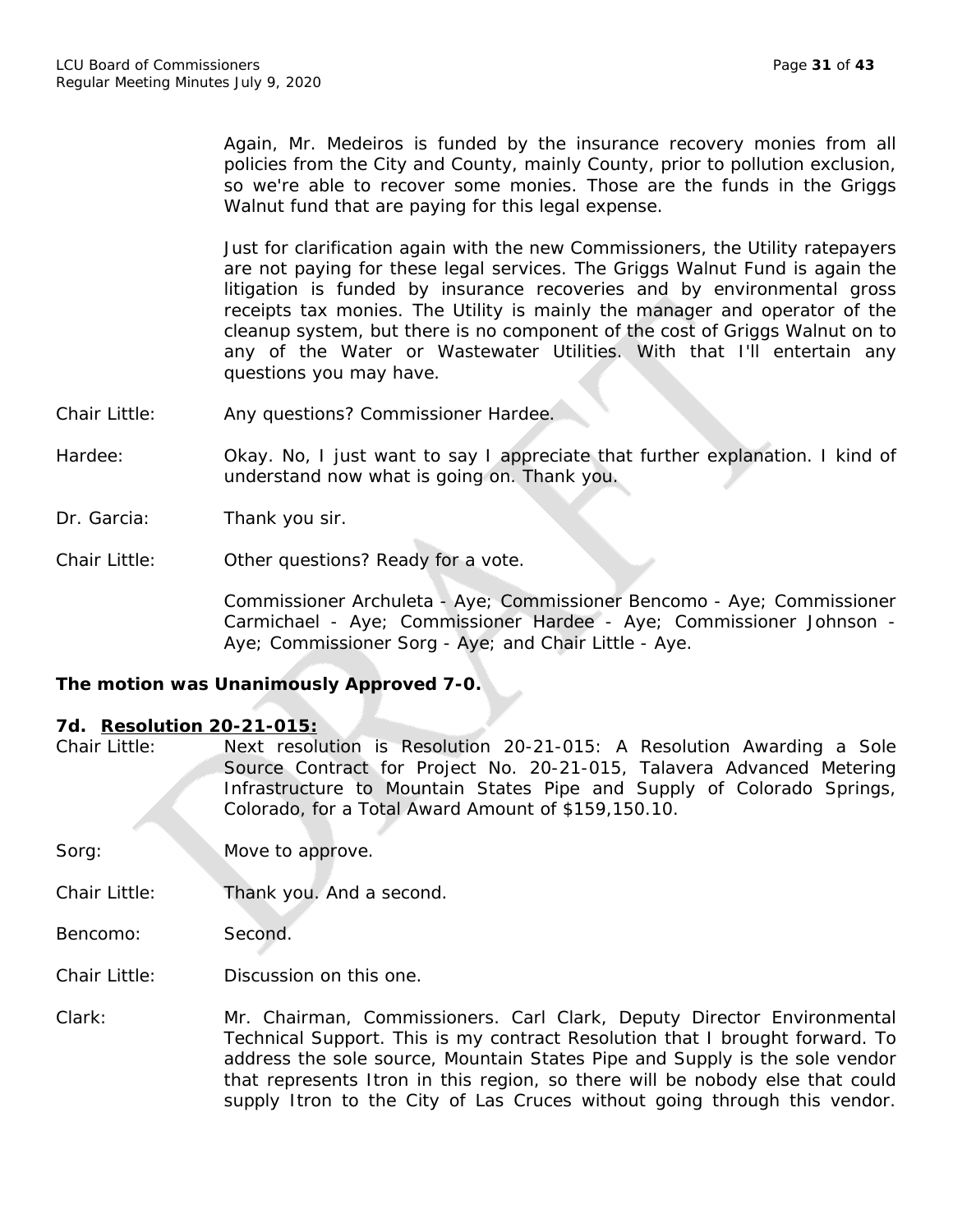Again, Mr. Medeiros is funded by the insurance recovery monies from all policies from the City and County, mainly County, prior to pollution exclusion, so we're able to recover some monies. Those are the funds in the Griggs Walnut fund that are paying for this legal expense.

Just for clarification again with the new Commissioners, the Utility ratepayers are not paying for these legal services. The Griggs Walnut Fund is again the litigation is funded by insurance recoveries and by environmental gross receipts tax monies. The Utility is mainly the manager and operator of the cleanup system, but there is no component of the cost of Griggs Walnut on to any of the Water or Wastewater Utilities. With that I'll entertain any questions you may have.

Chair Little: Any questions? Commissioner Hardee.

Hardee: Okay. No, I just want to say I appreciate that further explanation. I kind of understand now what is going on. Thank you.

Dr. Garcia: Thank you sir.

Chair Little: Other questions? Ready for a vote.

Commissioner Archuleta - Aye; Commissioner Bencomo - Aye; Commissioner Carmichael - Aye; Commissioner Hardee - Aye; Commissioner Johnson - Aye; Commissioner Sorg - Aye; and Chair Little - Aye.

**The motion was Unanimously Approved 7-0.**

**7d. <u>Resolution 20-21-015:</u>**

Chair Little: Next resolution is Resolution 20-21-015: A Resolution Awarding a Sole Source Contract for Project No. 20-21-015, Talavera Advanced Metering Infrastructure to Mountain States Pipe and Supply of Colorado Springs, Colorado, for a Total Award Amount of $159,150.10.

Sorg: Move to approve.

Chair Little: Thank you. And a second.

Bencomo: Second.

Chair Little: Discussion on this one.

Clark: Mr. Chairman, Commissioners. Carl Clark, Deputy Director Environmental Technical Support. This is my contract Resolution that I brought forward. To address the sole source, Mountain States Pipe and Supply is the sole vendor that represents Itron in this region, so there will be nobody else that could supply Itron to the City of Las Cruces without going through this vendor.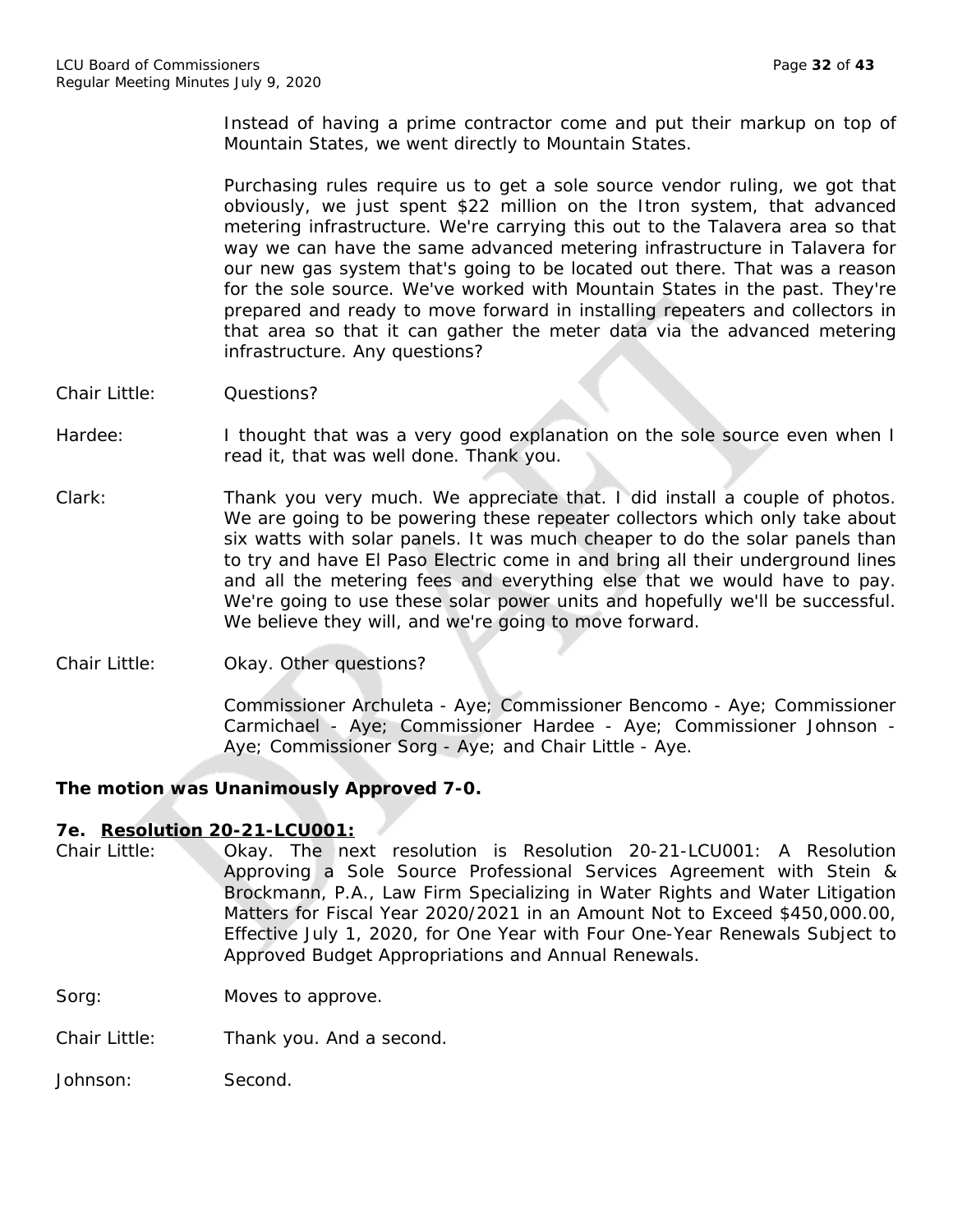Instead of having a prime contractor come and put their markup on top of Mountain States, we went directly to Mountain States.

Purchasing rules require us to get a sole source vendor ruling, we got that obviously, we just spent $22 million on the Itron system, that advanced metering infrastructure. We're carrying this out to the Talavera area so that way we can have the same advanced metering infrastructure in Talavera for our new gas system that's going to be located out there. That was a reason for the sole source. We've worked with Mountain States in the past. They're prepared and ready to move forward in installing repeaters and collectors in that area so that it can gather the meter data via the advanced metering infrastructure. Any questions?

Chair Little: Questions?

Hardee: I thought that was a very good explanation on the sole source even when I read it, that was well done. Thank you.

Clark: Thank you very much. We appreciate that. I did install a couple of photos. We are going to be powering these repeater collectors which only take about six watts with solar panels. It was much cheaper to do the solar panels than to try and have El Paso Electric come in and bring all their underground lines and all the metering fees and everything else that we would have to pay. We're going to use these solar power units and hopefully we'll be successful. We believe they will, and we're going to move forward.

Chair Little: Okay. Other questions?

Commissioner Archuleta - Aye; Commissioner Bencomo - Aye; Commissioner Carmichael - Aye; Commissioner Hardee - Aye; Commissioner Johnson - Aye; Commissioner Sorg - Aye; and Chair Little - Aye.

**The motion was Unanimously Approved 7-0.**

**7e. Resolution 20-21-LCU001:**

Chair Little: Okay. The next resolution is Resolution 20-21-LCU001: A Resolution Approving a Sole Source Professional Services Agreement with Stein & Brockmann, P.A., Law Firm Specializing in Water Rights and Water Litigation Matters for Fiscal Year 2020/2021 in an Amount Not to Exceed $450,000.00, Effective July 1, 2020, for One Year with Four One-Year Renewals Subject to Approved Budget Appropriations and Annual Renewals.

Sorg: Moves to approve.

Chair Little: Thank you. And a second.

Johnson: Second.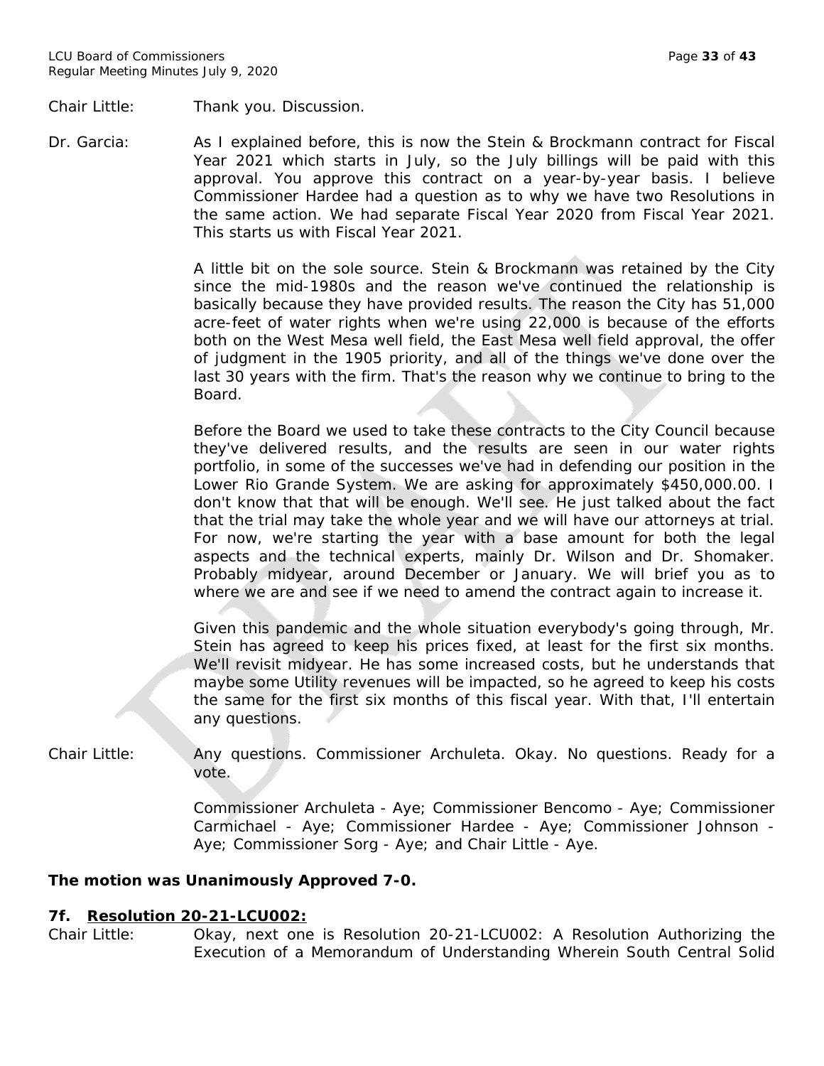Chair Little: Thank you. Discussion.

Dr. Garcia: As I explained before, this is now the Stein & Brockmann contract for Fiscal Year 2021 which starts in July, so the July billings will be paid with this approval. You approve this contract on a year-by-year basis. I believe Commissioner Hardee had a question as to why we have two Resolutions in the same action. We had separate Fiscal Year 2020 from Fiscal Year 2021. This starts us with Fiscal Year 2021.

A little bit on the sole source. Stein & Brockmann was retained by the City since the mid-1980s and the reason we've continued the relationship is basically because they have provided results. The reason the City has 51,000 acre-feet of water rights when we're using 22,000 is because of the efforts both on the West Mesa well field, the East Mesa well field approval, the offer of judgment in the 1905 priority, and all of the things we've done over the last 30 years with the firm. That's the reason why we continue to bring to the Board.

Before the Board we used to take these contracts to the City Council because they've delivered results, and the results are seen in our water rights portfolio, in some of the successes we've had in defending our position in the Lower Rio Grande System. We are asking for approximately $450,000.00. I don't know that that will be enough. We'll see. He just talked about the fact that the trial may take the whole year and we will have our attorneys at trial. For now, we're starting the year with a base amount for both the legal aspects and the technical experts, mainly Dr. Wilson and Dr. Shomaker. Probably midyear, around December or January. We will brief you as to where we are and see if we need to amend the contract again to increase it.

Given this pandemic and the whole situation everybody's going through, Mr. Stein has agreed to keep his prices fixed, at least for the first six months. We'll revisit midyear. He has some increased costs, but he understands that maybe some Utility revenues will be impacted, so he agreed to keep his costs the same for the first six months of this fiscal year. With that, I'll entertain any questions.

Chair Little: Any questions. Commissioner Archuleta. Okay. No questions. Ready for a vote.

Commissioner Archuleta - Aye; Commissioner Bencomo - Aye; Commissioner Carmichael - Aye; Commissioner Hardee - Aye; Commissioner Johnson - Aye; Commissioner Sorg - Aye; and Chair Little - Aye.

**The motion was Unanimously Approved 7-0.**

**7f. <u>Resolution 20-21-LCU002:</u>**

Chair Little: Okay, next one is Resolution 20-21-LCU002: A Resolution Authorizing the Execution of a Memorandum of Understanding Wherein South Central Solid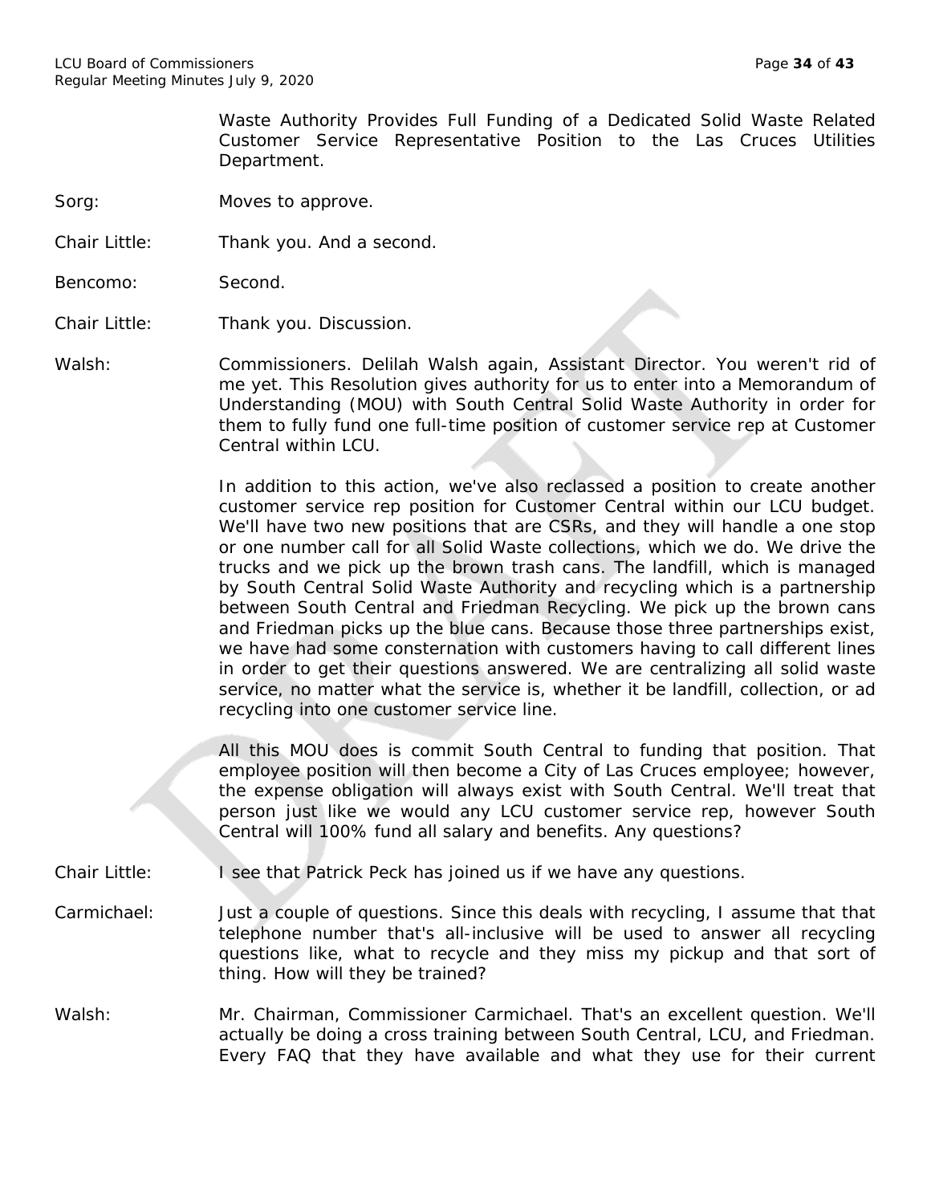Waste Authority Provides Full Funding of a Dedicated Solid Waste Related Customer Service Representative Position to the Las Cruces Utilities Department.

Sorg: Moves to approve.

Chair Little: Thank you. And a second.

Bencomo: Second.

Chair Little: Thank you. Discussion.

Walsh: Commissioners. Delilah Walsh again, Assistant Director. You weren't rid of me yet. This Resolution gives authority for us to enter into a Memorandum of Understanding (MOU) with South Central Solid Waste Authority in order for them to fully fund one full-time position of customer service rep at Customer Central within LCU.

In addition to this action, we've also reclassed a position to create another customer service rep position for Customer Central within our LCU budget. We'll have two new positions that are CSRs, and they will handle a one stop or one number call for all Solid Waste collections, which we do. We drive the trucks and we pick up the brown trash cans. The landfill, which is managed by South Central Solid Waste Authority and recycling which is a partnership between South Central and Friedman Recycling. We pick up the brown cans and Friedman picks up the blue cans. Because those three partnerships exist, we have had some consternation with customers having to call different lines in order to get their questions answered. We are centralizing all solid waste service, no matter what the service is, whether it be landfill, collection, or ad recycling into one customer service line.

All this MOU does is commit South Central to funding that position. That employee position will then become a City of Las Cruces employee; however, the expense obligation will always exist with South Central. We'll treat that person just like we would any LCU customer service rep, however South Central will 100% fund all salary and benefits. Any questions?

Chair Little: I see that Patrick Peck has joined us if we have any questions.

Carmichael: Just a couple of questions. Since this deals with recycling, I assume that that telephone number that's all-inclusive will be used to answer all recycling questions like, what to recycle and they miss my pickup and that sort of thing. How will they be trained?

Walsh: Mr. Chairman, Commissioner Carmichael. That's an excellent question. We'll actually be doing a cross training between South Central, LCU, and Friedman. Every FAQ that they have available and what they use for their current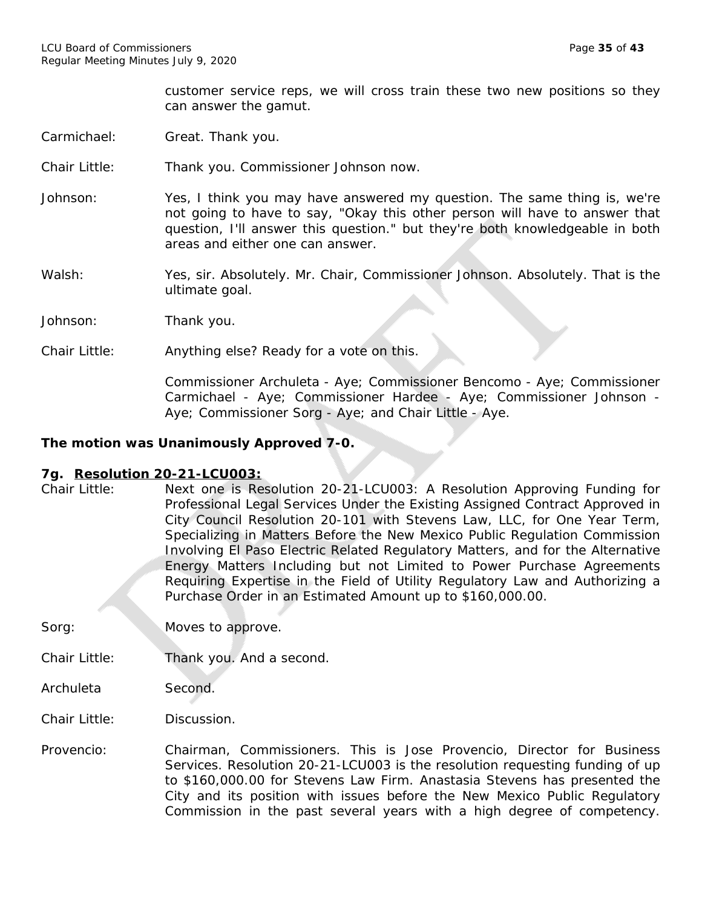customer service reps, we will cross train these two new positions so they can answer the gamut.

Carmichael: Great. Thank you.

Chair Little: Thank you. Commissioner Johnson now.

Johnson: Yes, I think you may have answered my question. The same thing is, we're not going to have to say, "Okay this other person will have to answer that question, I'll answer this question." but they're both knowledgeable in both areas and either one can answer.

Walsh: Yes, sir. Absolutely. Mr. Chair, Commissioner Johnson. Absolutely. That is the ultimate goal.

Johnson: Thank you.

Chair Little: Anything else? Ready for a vote on this.

Commissioner Archuleta - Aye; Commissioner Bencomo - Aye; Commissioner Carmichael - Aye; Commissioner Hardee - Aye; Commissioner Johnson - Aye; Commissioner Sorg - Aye; and Chair Little - Aye.

**The motion was Unanimously Approved 7-0.**

**7g. <u>Resolution 20-21-LCU003:</u>**

Chair Little: Next one is Resolution 20-21-LCU003: A Resolution Approving Funding for Professional Legal Services Under the Existing Assigned Contract Approved in City Council Resolution 20-101 with Stevens Law, LLC, for One Year Term, Specializing in Matters Before the New Mexico Public Regulation Commission Involving El Paso Electric Related Regulatory Matters, and for the Alternative Energy Matters Including but not Limited to Power Purchase Agreements Requiring Expertise in the Field of Utility Regulatory Law and Authorizing a Purchase Order in an Estimated Amount up to $160,000.00.

Sorg: Moves to approve.

Chair Little: Thank you. And a second.

Archuleta Second.

Chair Little: Discussion.

Provencio: Chairman, Commissioners. This is Jose Provencio, Director for Business Services. Resolution 20-21-LCU003 is the resolution requesting funding of up to $160,000.00 for Stevens Law Firm. Anastasia Stevens has presented the City and its position with issues before the New Mexico Public Regulatory Commission in the past several years with a high degree of competency.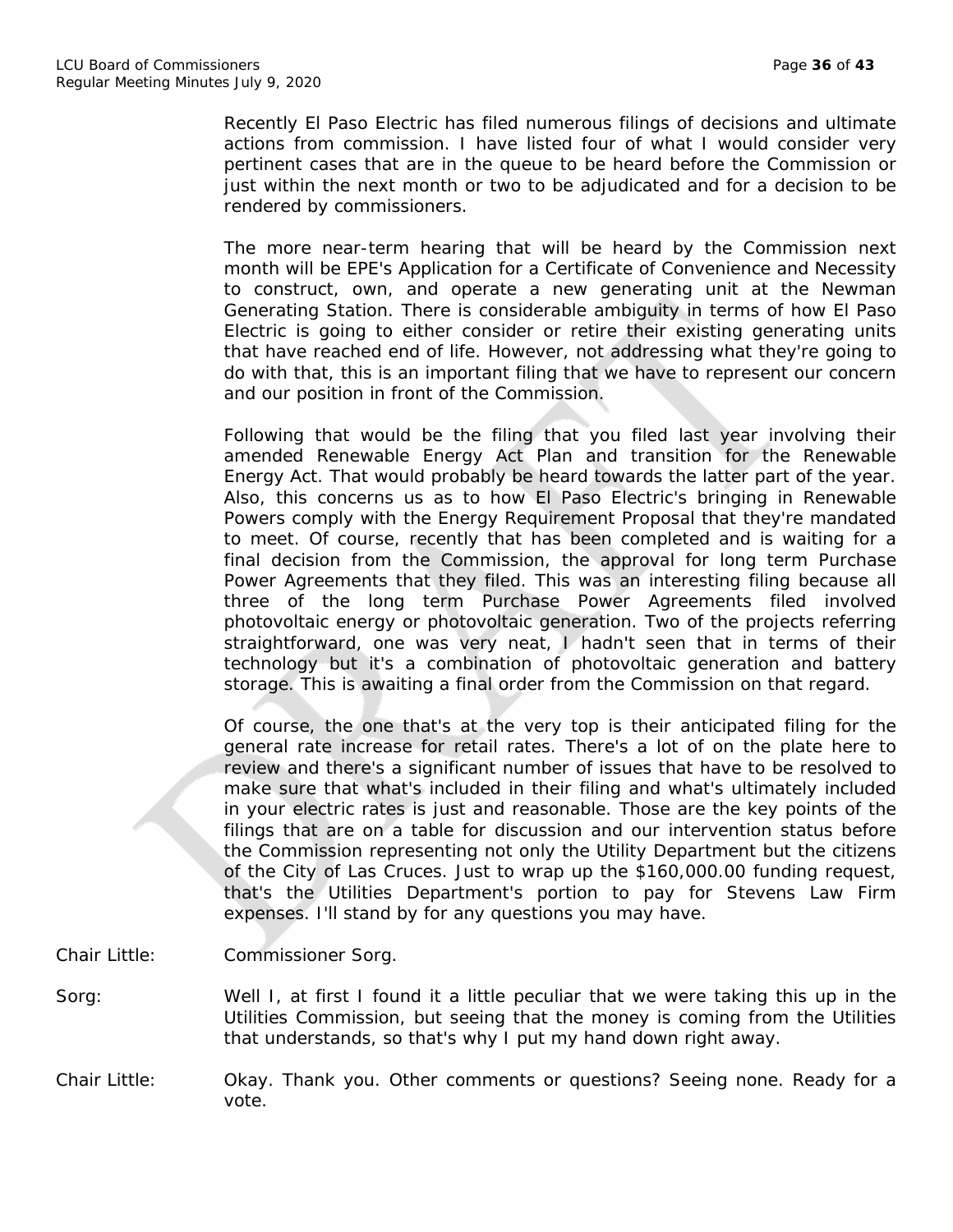Recently El Paso Electric has filed numerous filings of decisions and ultimate actions from commission. I have listed four of what I would consider very pertinent cases that are in the queue to be heard before the Commission or just within the next month or two to be adjudicated and for a decision to be rendered by commissioners.

The more near-term hearing that will be heard by the Commission next month will be EPE's Application for a Certificate of Convenience and Necessity to construct, own, and operate a new generating unit at the Newman Generating Station. There is considerable ambiguity in terms of how El Paso Electric is going to either consider or retire their existing generating units that have reached end of life. However, not addressing what they're going to do with that, this is an important filing that we have to represent our concern and our position in front of the Commission.

Following that would be the filing that you filed last year involving their amended Renewable Energy Act Plan and transition for the Renewable Energy Act. That would probably be heard towards the latter part of the year. Also, this concerns us as to how El Paso Electric's bringing in Renewable Powers comply with the Energy Requirement Proposal that they're mandated to meet. Of course, recently that has been completed and is waiting for a final decision from the Commission, the approval for long term Purchase Power Agreements that they filed. This was an interesting filing because all three of the long term Purchase Power Agreements filed involved photovoltaic energy or photovoltaic generation. Two of the projects referring straightforward, one was very neat, I hadn't seen that in terms of their technology but it's a combination of photovoltaic generation and battery storage. This is awaiting a final order from the Commission on that regard.

Of course, the one that's at the very top is their anticipated filing for the general rate increase for retail rates. There's a lot of on the plate here to review and there's a significant number of issues that have to be resolved to make sure that what's included in their filing and what's ultimately included in your electric rates is just and reasonable. Those are the key points of the filings that are on a table for discussion and our intervention status before the Commission representing not only the Utility Department but the citizens of the City of Las Cruces. Just to wrap up the $160,000.00 funding request, that's the Utilities Department's portion to pay for Stevens Law Firm expenses. I'll stand by for any questions you may have.

Chair Little: Commissioner Sorg.

Sorg: Well I, at first I found it a little peculiar that we were taking this up in the Utilities Commission, but seeing that the money is coming from the Utilities that understands, so that's why I put my hand down right away.

Chair Little: Okay. Thank you. Other comments or questions? Seeing none. Ready for a vote.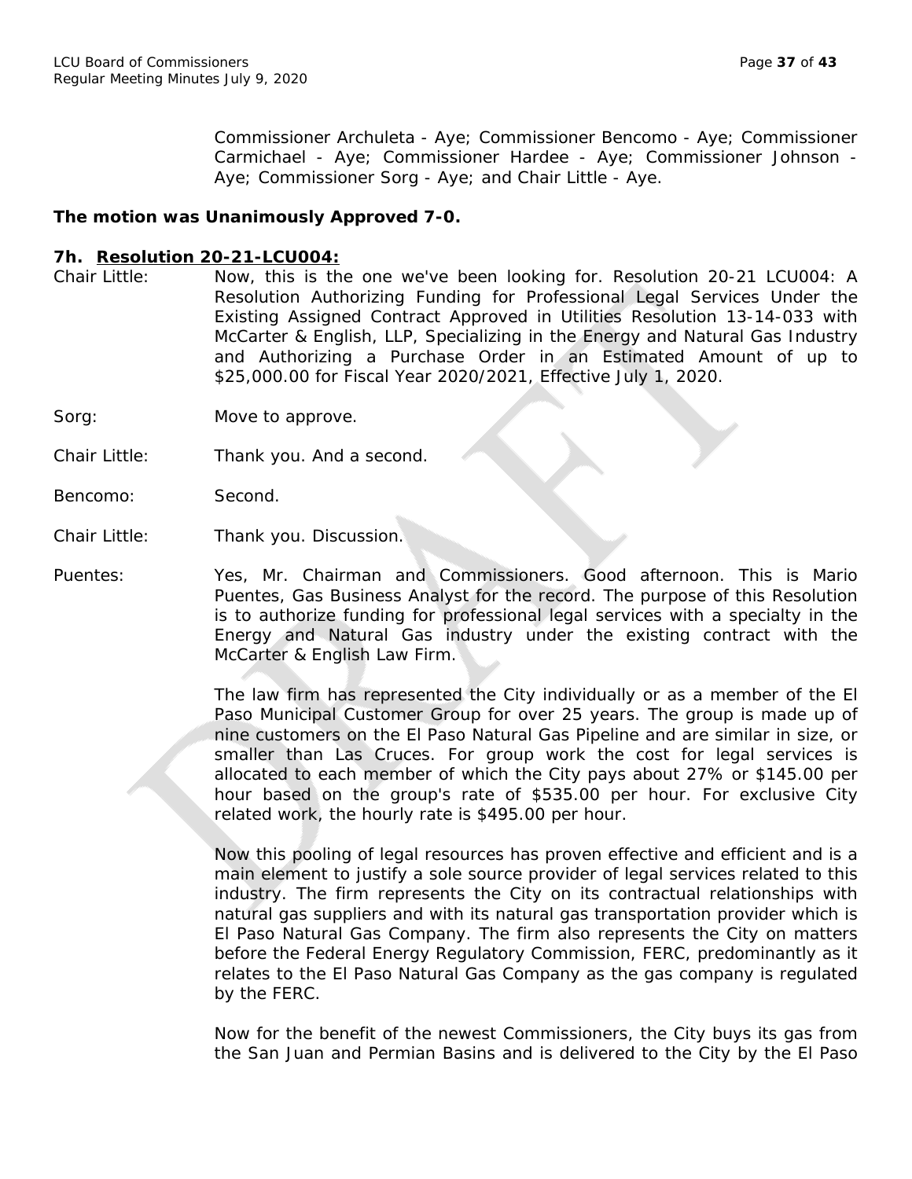Commissioner Archuleta - Aye; Commissioner Bencomo - Aye; Commissioner Carmichael - Aye; Commissioner Hardee - Aye; Commissioner Johnson - Aye; Commissioner Sorg - Aye; and Chair Little - Aye.

**The motion was Unanimously Approved 7-0.**

### 7h. Resolution 20-21-LCU004:

Chair Little: Now, this is the one we've been looking for. Resolution 20-21 LCU004: A Resolution Authorizing Funding for Professional Legal Services Under the Existing Assigned Contract Approved in Utilities Resolution 13-14-033 with McCarter & English, LLP, Specializing in the Energy and Natural Gas Industry and Authorizing a Purchase Order in an Estimated Amount of up to $25,000.00 for Fiscal Year 2020/2021, Effective July 1, 2020.

Sorg: Move to approve.

Chair Little: Thank you. And a second.

Bencomo: Second.

Chair Little: Thank you. Discussion.

Puentes: Yes, Mr. Chairman and Commissioners. Good afternoon. This is Mario Puentes, Gas Business Analyst for the record. The purpose of this Resolution is to authorize funding for professional legal services with a specialty in the Energy and Natural Gas industry under the existing contract with the McCarter & English Law Firm.

The law firm has represented the City individually or as a member of the El Paso Municipal Customer Group for over 25 years. The group is made up of nine customers on the El Paso Natural Gas Pipeline and are similar in size, or smaller than Las Cruces. For group work the cost for legal services is allocated to each member of which the City pays about 27% or $145.00 per hour based on the group's rate of $535.00 per hour. For exclusive City related work, the hourly rate is $495.00 per hour.

Now this pooling of legal resources has proven effective and efficient and is a main element to justify a sole source provider of legal services related to this industry. The firm represents the City on its contractual relationships with natural gas suppliers and with its natural gas transportation provider which is El Paso Natural Gas Company. The firm also represents the City on matters before the Federal Energy Regulatory Commission, FERC, predominantly as it relates to the El Paso Natural Gas Company as the gas company is regulated by the FERC.

Now for the benefit of the newest Commissioners, the City buys its gas from the San Juan and Permian Basins and is delivered to the City by the El Paso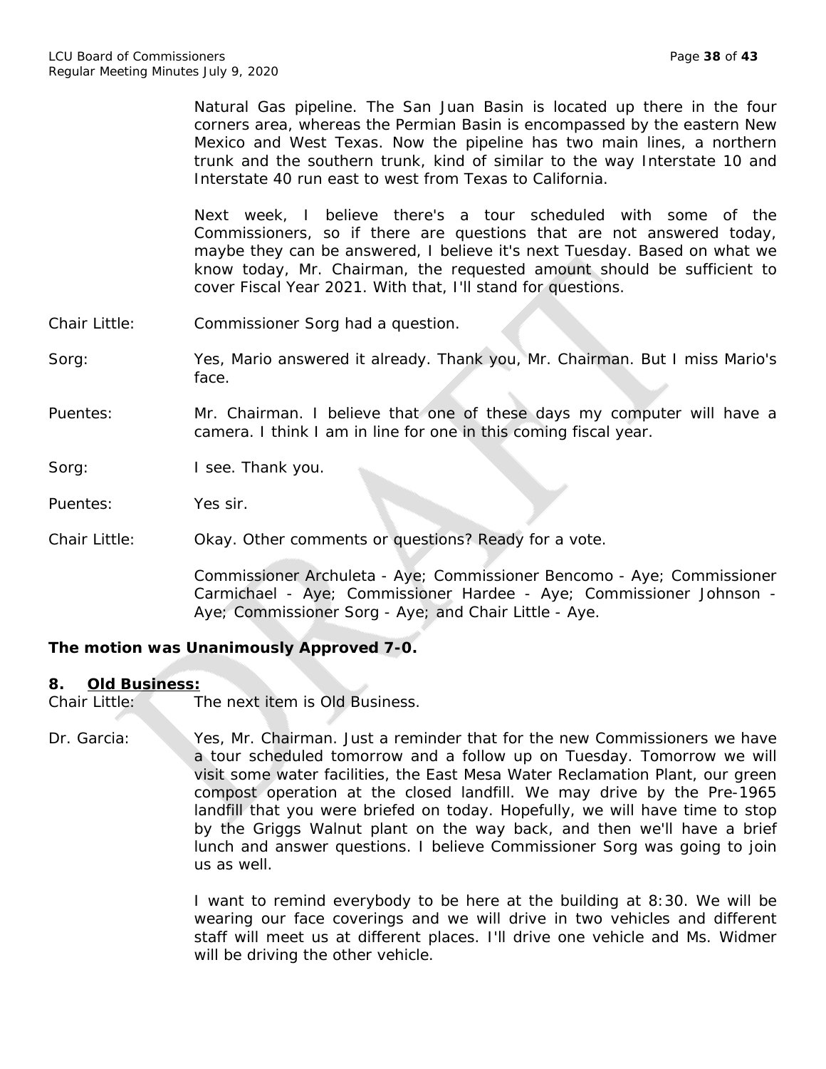Natural Gas pipeline. The San Juan Basin is located up there in the four corners area, whereas the Permian Basin is encompassed by the eastern New Mexico and West Texas. Now the pipeline has two main lines, a northern trunk and the southern trunk, kind of similar to the way Interstate 10 and Interstate 40 run east to west from Texas to California.

Next week, I believe there's a tour scheduled with some of the Commissioners, so if there are questions that are not answered today, maybe they can be answered, I believe it's next Tuesday. Based on what we know today, Mr. Chairman, the requested amount should be sufficient to cover Fiscal Year 2021. With that, I'll stand for questions.

Chair Little: Commissioner Sorg had a question.

Sorg: Yes, Mario answered it already. Thank you, Mr. Chairman. But I miss Mario's face.

Puentes: Mr. Chairman. I believe that one of these days my computer will have a camera. I think I am in line for one in this coming fiscal year.

Sorg: I see. Thank you.

Puentes: Yes sir.

Chair Little: Okay. Other comments or questions? Ready for a vote.

Commissioner Archuleta - Aye; Commissioner Bencomo - Aye; Commissioner Carmichael - Aye; Commissioner Hardee - Aye; Commissioner Johnson - Aye; Commissioner Sorg - Aye; and Chair Little - Aye.

**The motion was Unanimously Approved 7-0.**

## 8. Old Business:

Chair Little: The next item is Old Business.

Dr. Garcia: Yes, Mr. Chairman. Just a reminder that for the new Commissioners we have a tour scheduled tomorrow and a follow up on Tuesday. Tomorrow we will visit some water facilities, the East Mesa Water Reclamation Plant, our green compost operation at the closed landfill. We may drive by the Pre-1965 landfill that you were briefed on today. Hopefully, we will have time to stop by the Griggs Walnut plant on the way back, and then we'll have a brief lunch and answer questions. I believe Commissioner Sorg was going to join us as well.

I want to remind everybody to be here at the building at 8:30. We will be wearing our face coverings and we will drive in two vehicles and different staff will meet us at different places. I'll drive one vehicle and Ms. Widmer will be driving the other vehicle.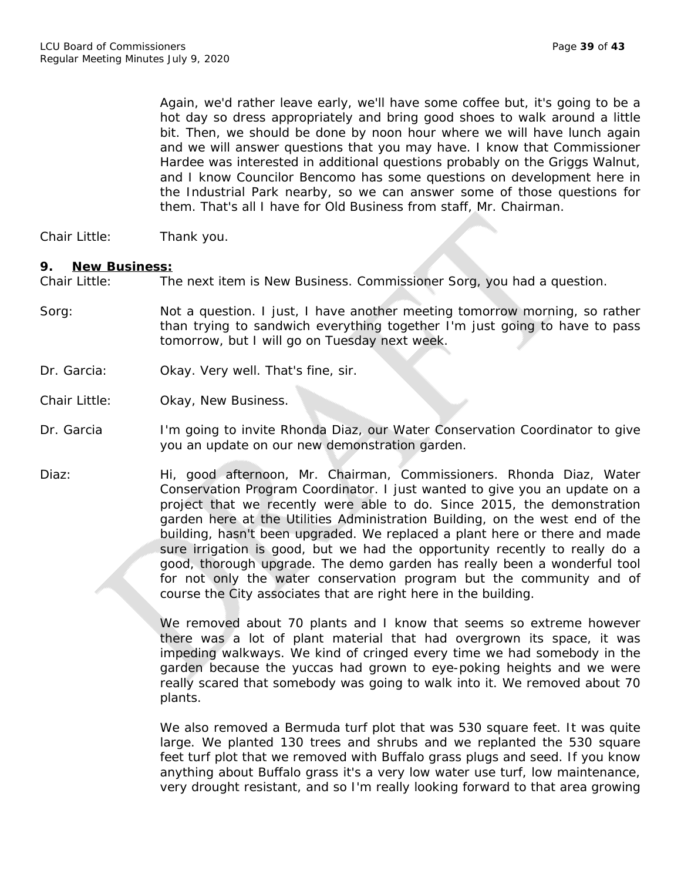Again, we'd rather leave early, we'll have some coffee but, it's going to be a hot day so dress appropriately and bring good shoes to walk around a little bit. Then, we should be done by noon hour where we will have lunch again and we will answer questions that you may have. I know that Commissioner Hardee was interested in additional questions probably on the Griggs Walnut, and I know Councilor Bencomo has some questions on development here in the Industrial Park nearby, so we can answer some of those questions for them. That's all I have for Old Business from staff, Mr. Chairman.

Chair Little: Thank you.

## 9. New Business:

Chair Little: The next item is New Business. Commissioner Sorg, you had a question.

Sorg: Not a question. I just, I have another meeting tomorrow morning, so rather than trying to sandwich everything together I'm just going to have to pass tomorrow, but I will go on Tuesday next week.

Dr. Garcia: Okay. Very well. That's fine, sir.

Chair Little: Okay, New Business.

Dr. Garcia I'm going to invite Rhonda Diaz, our Water Conservation Coordinator to give you an update on our new demonstration garden.

Diaz: Hi, good afternoon, Mr. Chairman, Commissioners. Rhonda Diaz, Water Conservation Program Coordinator. I just wanted to give you an update on a project that we recently were able to do. Since 2015, the demonstration garden here at the Utilities Administration Building, on the west end of the building, hasn't been upgraded. We replaced a plant here or there and made sure irrigation is good, but we had the opportunity recently to really do a good, thorough upgrade. The demo garden has really been a wonderful tool for not only the water conservation program but the community and of course the City associates that are right here in the building.

We removed about 70 plants and I know that seems so extreme however there was a lot of plant material that had overgrown its space, it was impeding walkways. We kind of cringed every time we had somebody in the garden because the yuccas had grown to eye-poking heights and we were really scared that somebody was going to walk into it. We removed about 70 plants.

We also removed a Bermuda turf plot that was 530 square feet. It was quite large. We planted 130 trees and shrubs and we replanted the 530 square feet turf plot that we removed with Buffalo grass plugs and seed. If you know anything about Buffalo grass it's a very low water use turf, low maintenance, very drought resistant, and so I'm really looking forward to that area growing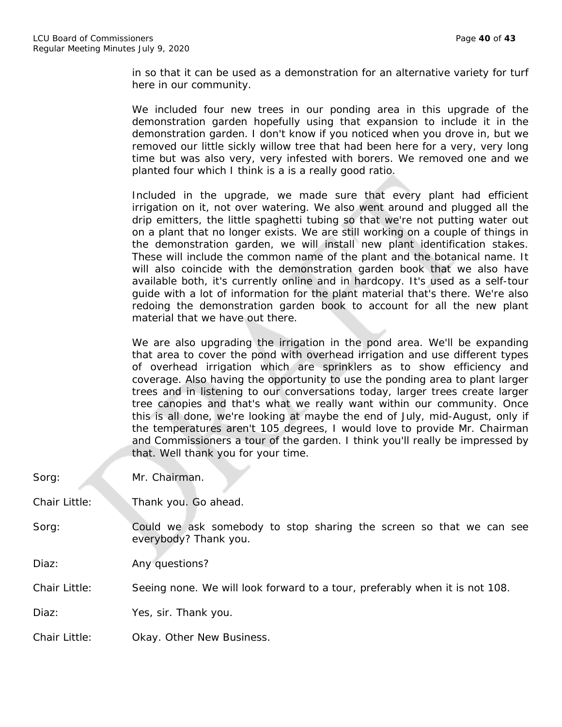in so that it can be used as a demonstration for an alternative variety for turf here in our community.

We included four new trees in our ponding area in this upgrade of the demonstration garden hopefully using that expansion to include it in the demonstration garden. I don't know if you noticed when you drove in, but we removed our little sickly willow tree that had been here for a very, very long time but was also very, very infested with borers. We removed one and we planted four which I think is a is a really good ratio.

Included in the upgrade, we made sure that every plant had efficient irrigation on it, not over watering. We also went around and plugged all the drip emitters, the little spaghetti tubing so that we're not putting water out on a plant that no longer exists. We are still working on a couple of things in the demonstration garden, we will install new plant identification stakes. These will include the common name of the plant and the botanical name. It will also coincide with the demonstration garden book that we also have available both, it's currently online and in hardcopy. It's used as a self-tour guide with a lot of information for the plant material that's there. We're also redoing the demonstration garden book to account for all the new plant material that we have out there.

We are also upgrading the irrigation in the pond area. We'll be expanding that area to cover the pond with overhead irrigation and use different types of overhead irrigation which are sprinklers as to show efficiency and coverage. Also having the opportunity to use the ponding area to plant larger trees and in listening to our conversations today, larger trees create larger tree canopies and that's what we really want within our community. Once this is all done, we're looking at maybe the end of July, mid-August, only if the temperatures aren't 105 degrees, I would love to provide Mr. Chairman and Commissioners a tour of the garden. I think you'll really be impressed by that. Well thank you for your time.

Sorg: Mr. Chairman.

Chair Little: Thank you. Go ahead.

Sorg: Could we ask somebody to stop sharing the screen so that we can see everybody? Thank you.

Diaz: Any questions?

Chair Little: Seeing none. We will look forward to a tour, preferably when it is not 108.

Diaz: Yes, sir. Thank you.

Chair Little: Okay. Other New Business.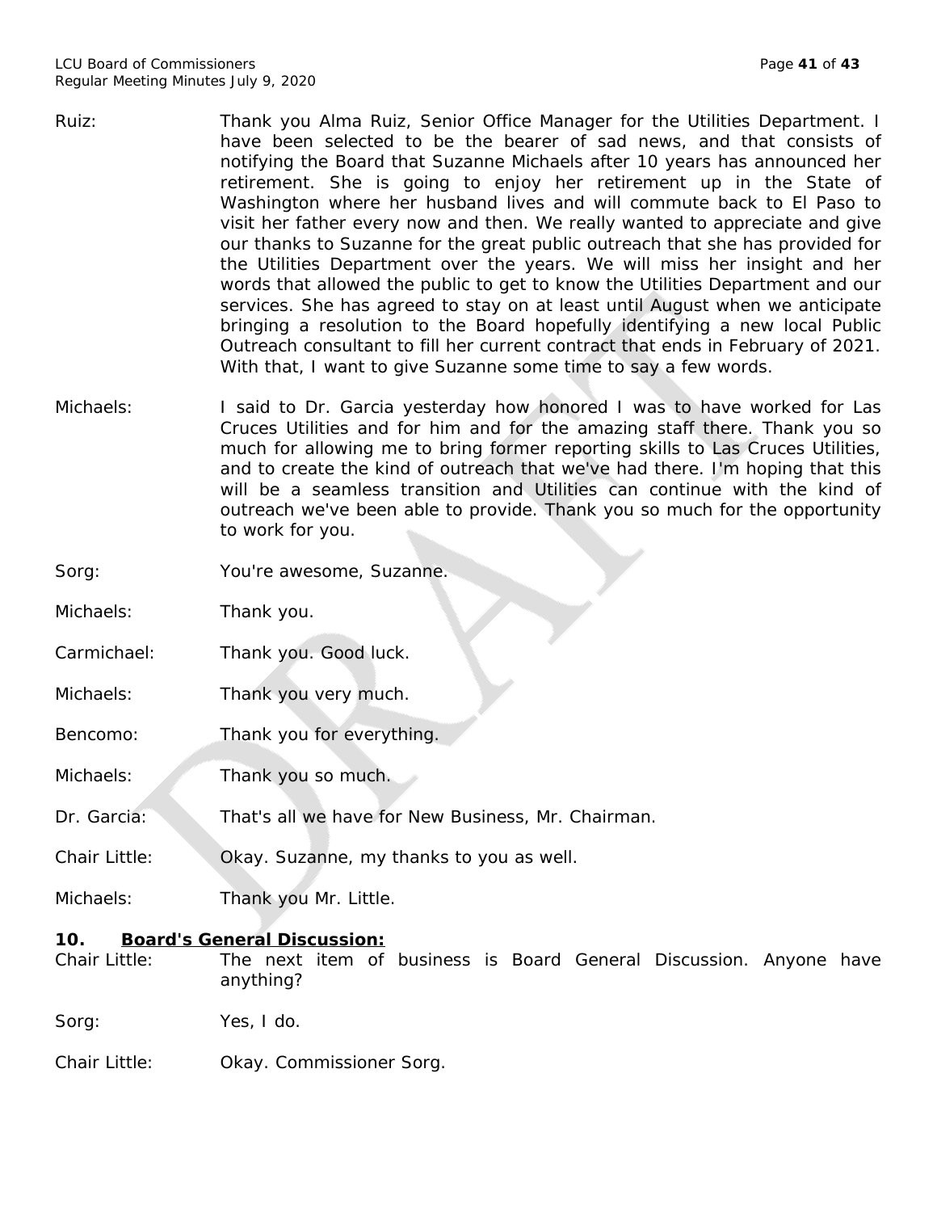Ruiz: Thank you Alma Ruiz, Senior Office Manager for the Utilities Department. I have been selected to be the bearer of sad news, and that consists of notifying the Board that Suzanne Michaels after 10 years has announced her retirement. She is going to enjoy her retirement up in the State of Washington where her husband lives and will commute back to El Paso to visit her father every now and then. We really wanted to appreciate and give our thanks to Suzanne for the great public outreach that she has provided for the Utilities Department over the years. We will miss her insight and her words that allowed the public to get to know the Utilities Department and our services. She has agreed to stay on at least until August when we anticipate bringing a resolution to the Board hopefully identifying a new local Public Outreach consultant to fill her current contract that ends in February of 2021. With that, I want to give Suzanne some time to say a few words.

Michaels: I said to Dr. Garcia yesterday how honored I was to have worked for Las Cruces Utilities and for him and for the amazing staff there. Thank you so much for allowing me to bring former reporting skills to Las Cruces Utilities, and to create the kind of outreach that we've had there. I'm hoping that this will be a seamless transition and Utilities can continue with the kind of outreach we've been able to provide. Thank you so much for the opportunity to work for you.

Sorg: You're awesome, Suzanne.

Michaels: Thank you.

Carmichael: Thank you. Good luck.

Michaels: Thank you very much.

Bencomo: Thank you for everything.

Michaels: Thank you so much.

Dr. Garcia: That's all we have for New Business, Mr. Chairman.

Chair Little: Okay. Suzanne, my thanks to you as well.

Michaels: Thank you Mr. Little.

## 10. Board's General Discussion:

Chair Little: The next item of business is Board General Discussion. Anyone have anything?

Sorg: Yes, I do.

Chair Little: Okay. Commissioner Sorg.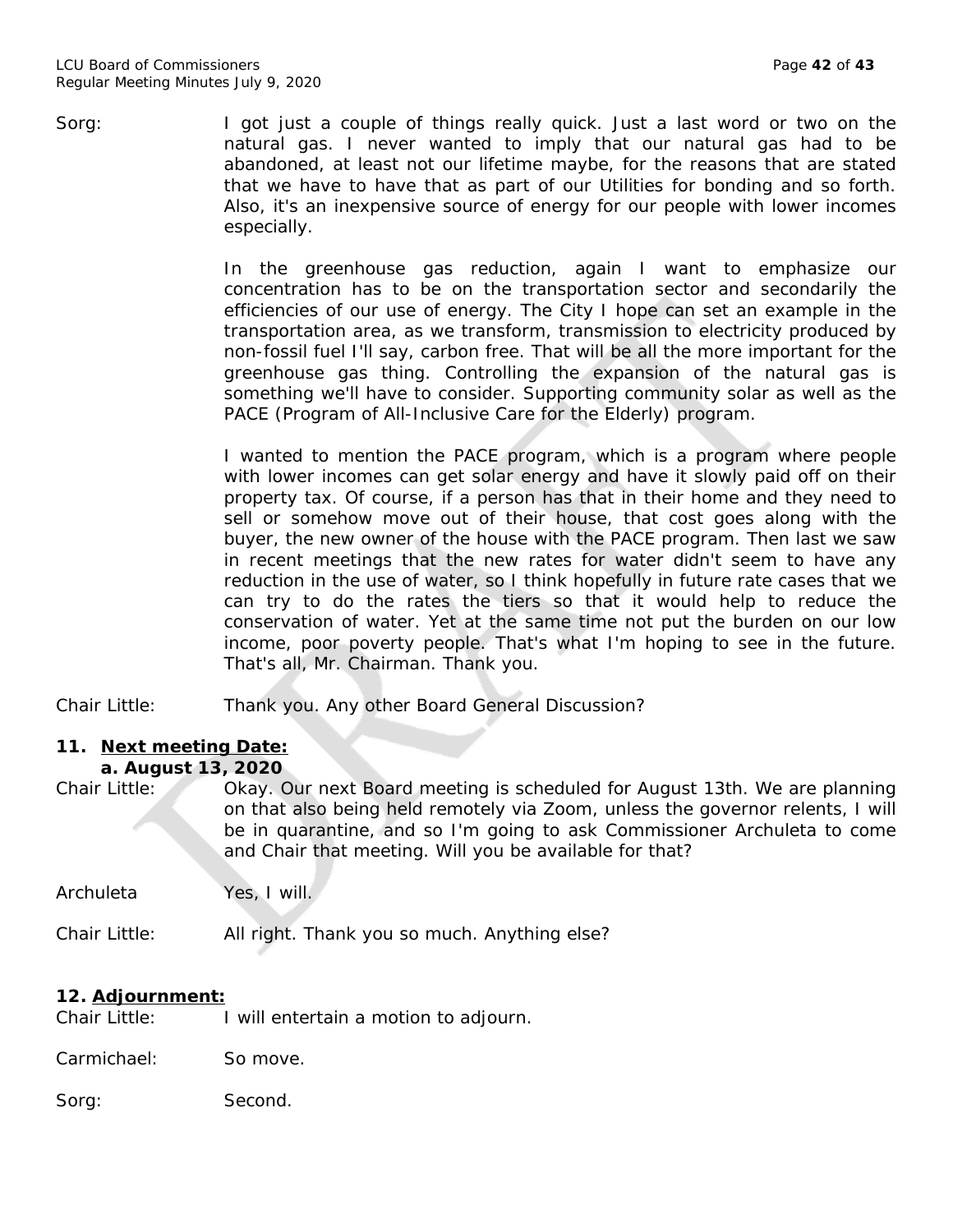Sorg: I got just a couple of things really quick. Just a last word or two on the natural gas. I never wanted to imply that our natural gas had to be abandoned, at least not our lifetime maybe, for the reasons that are stated that we have to have that as part of our Utilities for bonding and so forth. Also, it's an inexpensive source of energy for our people with lower incomes especially.

In the greenhouse gas reduction, again I want to emphasize our concentration has to be on the transportation sector and secondarily the efficiencies of our use of energy. The City I hope can set an example in the transportation area, as we transform, transmission to electricity produced by non-fossil fuel I'll say, carbon free. That will be all the more important for the greenhouse gas thing. Controlling the expansion of the natural gas is something we'll have to consider. Supporting community solar as well as the PACE (Program of All-Inclusive Care for the Elderly) program.

I wanted to mention the PACE program, which is a program where people with lower incomes can get solar energy and have it slowly paid off on their property tax. Of course, if a person has that in their home and they need to sell or somehow move out of their house, that cost goes along with the buyer, the new owner of the house with the PACE program. Then last we saw in recent meetings that the new rates for water didn't seem to have any reduction in the use of water, so I think hopefully in future rate cases that we can try to do the rates the tiers so that it would help to reduce the conservation of water. Yet at the same time not put the burden on our low income, poor poverty people. That's what I'm hoping to see in the future. That's all, Mr. Chairman. Thank you.

Chair Little: Thank you. Any other Board General Discussion?

## 11. Next meeting Date:

### a. August 13, 2020

Chair Little: Okay. Our next Board meeting is scheduled for August 13th. We are planning on that also being held remotely via Zoom, unless the governor relents, I will be in quarantine, and so I'm going to ask Commissioner Archuleta to come and Chair that meeting. Will you be available for that?

Archuleta Yes, I will.

Chair Little: All right. Thank you so much. Anything else?

## 12. Adjournment:

Chair Little: I will entertain a motion to adjourn.

Carmichael: So move.

Sorg: Second.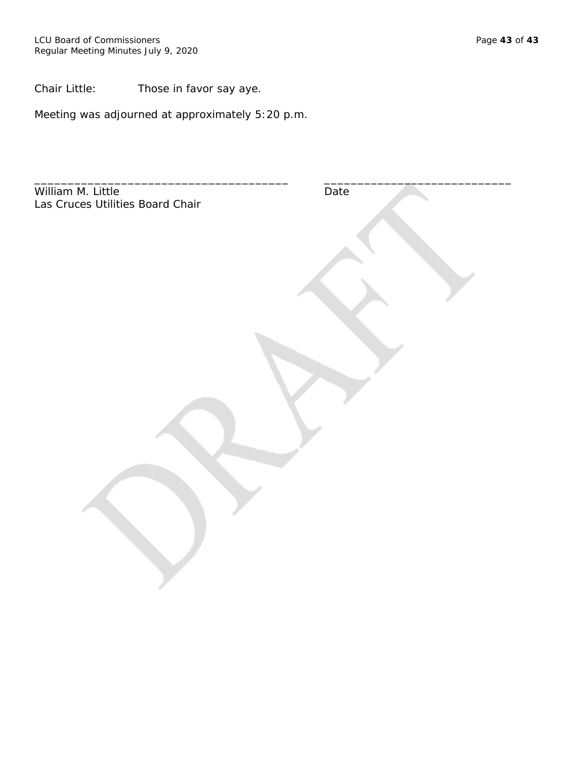Chair Little: Those in favor say aye.

Meeting was adjourned at approximately 5:20 p.m.

_______________________________________ ____________________________

William M. Little Date

Las Cruces Utilities Board Chair